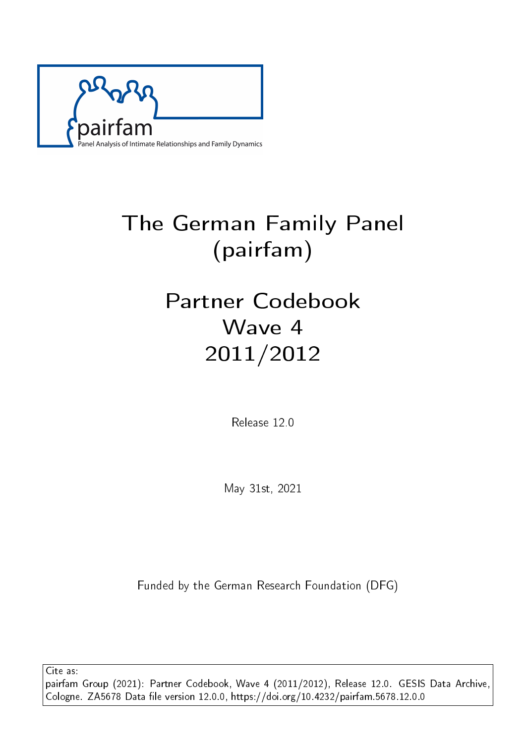pairfam
Panel Analysis of Intimate Relationships and Family Dynamics

# The German Family Panel (pairfam)

# Partner Codebook Wave 4 2011/2012

Release 12.0

May 31st, 2021

Funded by the German Research Foundation (DFG)

Cite as:
pairfam Group (2021): Partner Codebook, Wave 4 (2011/2012), Release 12.0. GESIS Data Archive, Cologne. ZA5678 Data file version 12.0.0, https://doi.org/10.4232/pairfam.5678.12.0.0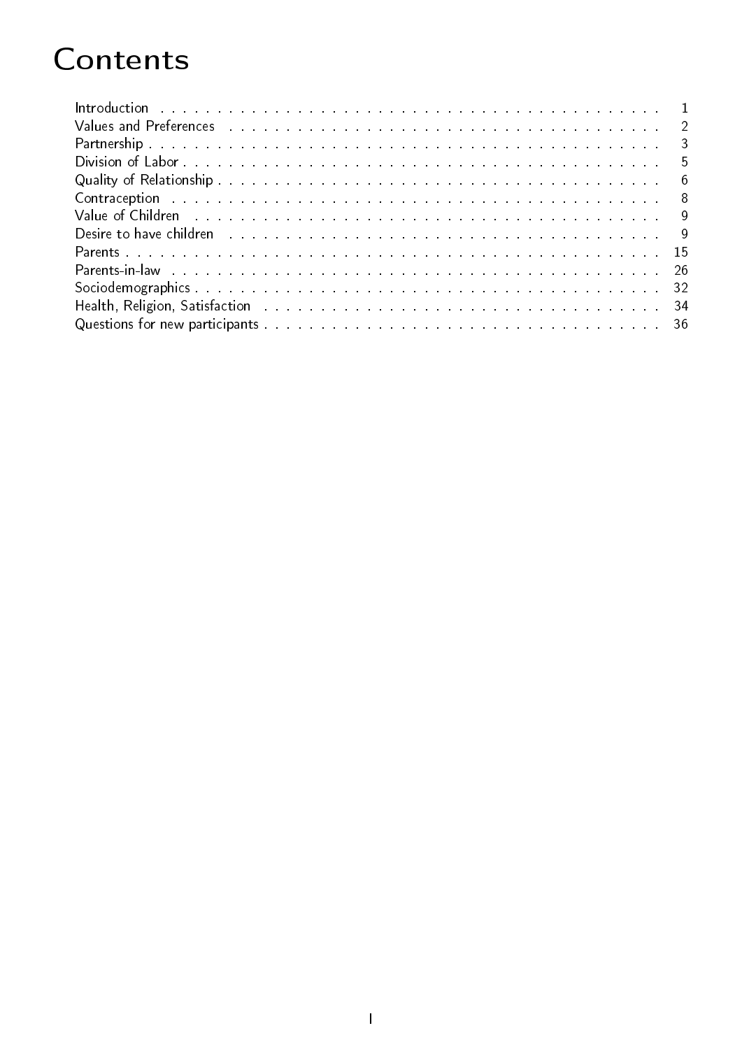# Contents

| | |
|---|---|
| Introduction | 1 |
| Values and Preferences | 2 |
| Partnership | 3 |
| Division of Labor | 5 |
| Quality of Relationship | 6 |
| Contraception | 8 |
| Value of Children | 9 |
| Desire to have children | 9 |
| Parents | 15 |
| Parents-in-law | 26 |
| Sociodemographics | 32 |
| Health, Religion, Satisfaction | 34 |
| Questions for new participants | 36 |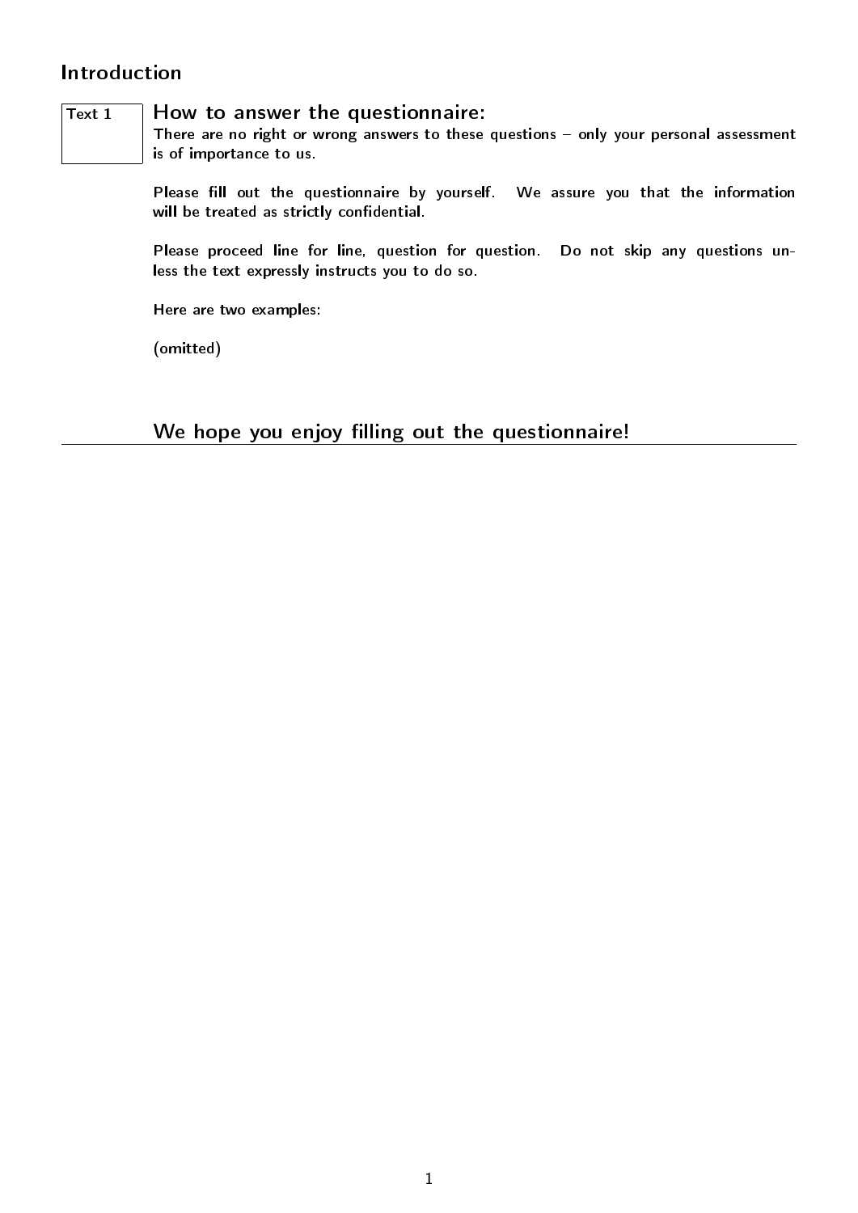## Introduction

Text 1

### How to answer the questionnaire:

There are no right or wrong answers to these questions – only your personal assessment is of importance to us.

Please fill out the questionnaire by yourself. We assure you that the information will be treated as strictly confidential.

Please proceed line for line, question for question. Do not skip any questions unless the text expressly instructs you to do so.

Here are two examples:

(omitted)

### We hope you enjoy filling out the questionnaire!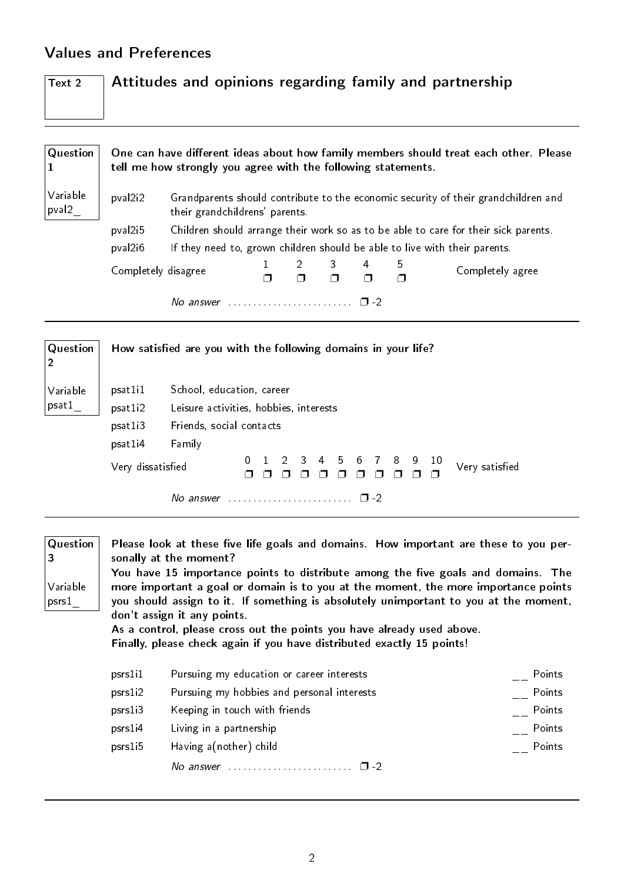## Values and Preferences

### Text 2 — Attitudes and opinions regarding family and partnership

---

**Question 1**

Variable pval2_

**One can have different ideas about how family members should treat each other. Please tell me how strongly you agree with the following statements.**

| | |
|---|---|
| pval2i2 | Grandparents should contribute to the economic security of their grandchildren and their grandchildrens' parents. |
| pval2i5 | Children should arrange their work so as to be able to care for their sick parents. |
| pval2i6 | If they need to, grown children should be able to live with their parents. |

Completely disagree ❐ 1 ❐ 2 ❐ 3 ❐ 4 ❐ 5 Completely agree

*No answer* ........................ ❐ -2

---

**Question 2**

Variable psat1_

**How satisfied are you with the following domains in your life?**

| | |
|---|---|
| psat1i1 | School, education, career |
| psat1i2 | Leisure activities, hobbies, interests |
| psat1i3 | Friends, social contacts |
| psat1i4 | Family |

Very dissatisfied ❐ 0 ❐ 1 ❐ 2 ❐ 3 ❐ 4 ❐ 5 ❐ 6 ❐ 7 ❐ 8 ❐ 9 ❐ 10 Very satisfied

*No answer* ........................ ❐ -2

---

**Question 3**

Variable psrs1_

**Please look at these five life goals and domains. How important are these to you personally at the moment?**
**You have 15 importance points to distribute among the five goals and domains. The more important a goal or domain is to you at the moment, the more importance points you should assign to it. If something is absolutely unimportant to you at the moment, don't assign it any points.**
**As a control, please cross out the points you have already used above.**
**Finally, please check again if you have distributed exactly 15 points!**

| | | |
|---|---|---|
| psrs1i1 | Pursuing my education or career interests | __ Points |
| psrs1i2 | Pursuing my hobbies and personal interests | __ Points |
| psrs1i3 | Keeping in touch with friends | __ Points |
| psrs1i4 | Living in a partnership | __ Points |
| psrs1i5 | Having a(nother) child | __ Points |

*No answer* ........................ ❐ -2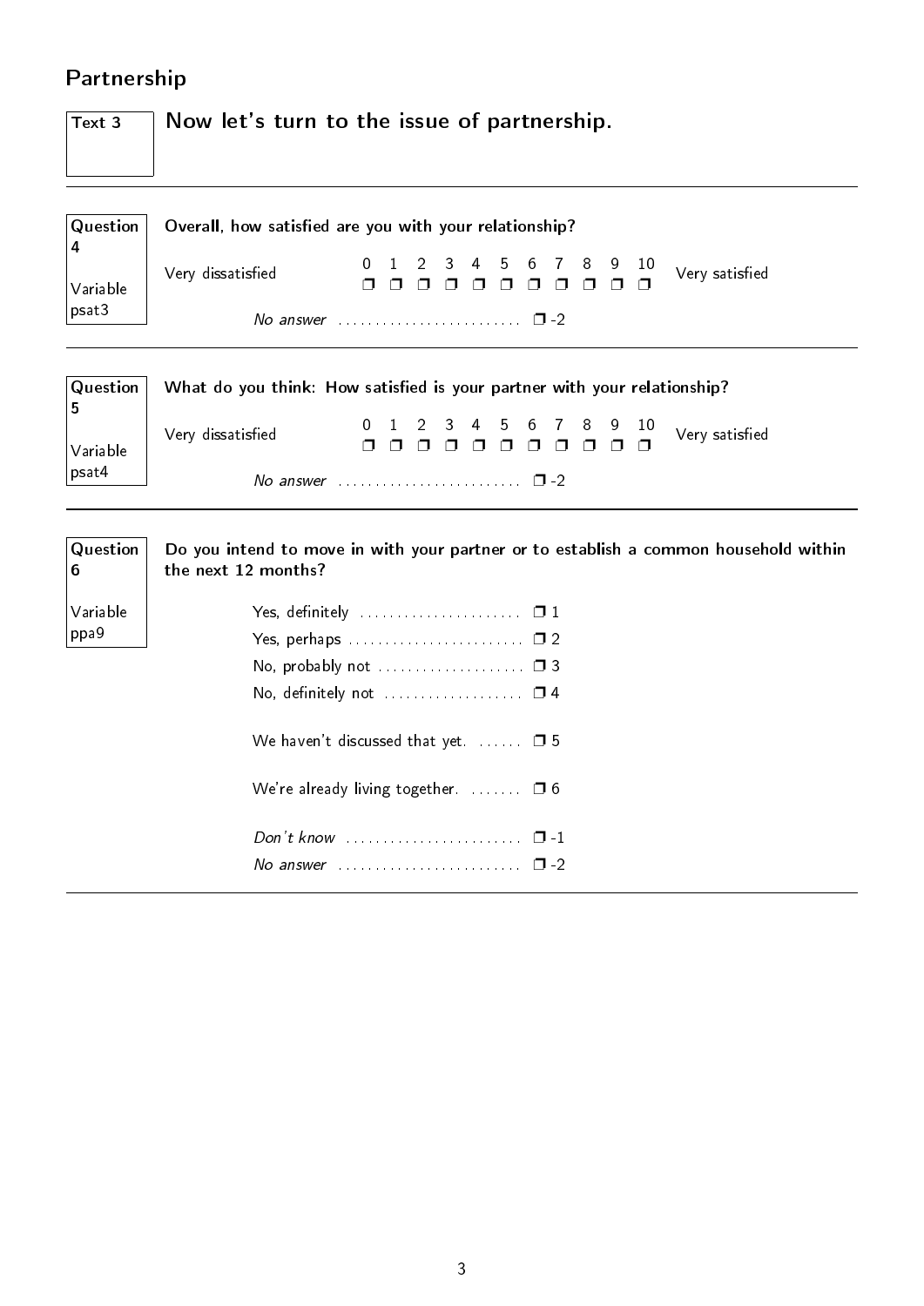## Partnership

**Text 3**

**Now let's turn to the issue of partnership.**

---

**Question 4**
Variable psat3

**Overall, how satisfied are you with your relationship?**

| Very dissatisfied | 0 | 1 | 2 | 3 | 4 | 5 | 6 | 7 | 8 | 9 | 10 | Very satisfied |
|---|---|---|---|---|---|---|---|---|---|---|---|---|
| | ❒ | ❒ | ❒ | ❒ | ❒ | ❒ | ❒ | ❒ | ❒ | ❒ | ❒ | |

*No answer* ........................ ❒ -2

---

**Question 5**
Variable psat4

**What do you think: How satisfied is your partner with your relationship?**

| Very dissatisfied | 0 | 1 | 2 | 3 | 4 | 5 | 6 | 7 | 8 | 9 | 10 | Very satisfied |
|---|---|---|---|---|---|---|---|---|---|---|---|---|
| | ❒ | ❒ | ❒ | ❒ | ❒ | ❒ | ❒ | ❒ | ❒ | ❒ | ❒ | |

*No answer* ........................ ❒ -2

---

**Question 6**
Variable ppa9

**Do you intend to move in with your partner or to establish a common household within the next 12 months?**

- Yes, definitely ..................... ❒ 1
- Yes, perhaps ....................... ❒ 2
- No, probably not ................... ❒ 3
- No, definitely not .................. ❒ 4
- We haven't discussed that yet. ...... ❒ 5
- We're already living together. ....... ❒ 6
- *Don't know* ....................... ❒ -1
- *No answer* ........................ ❒ -2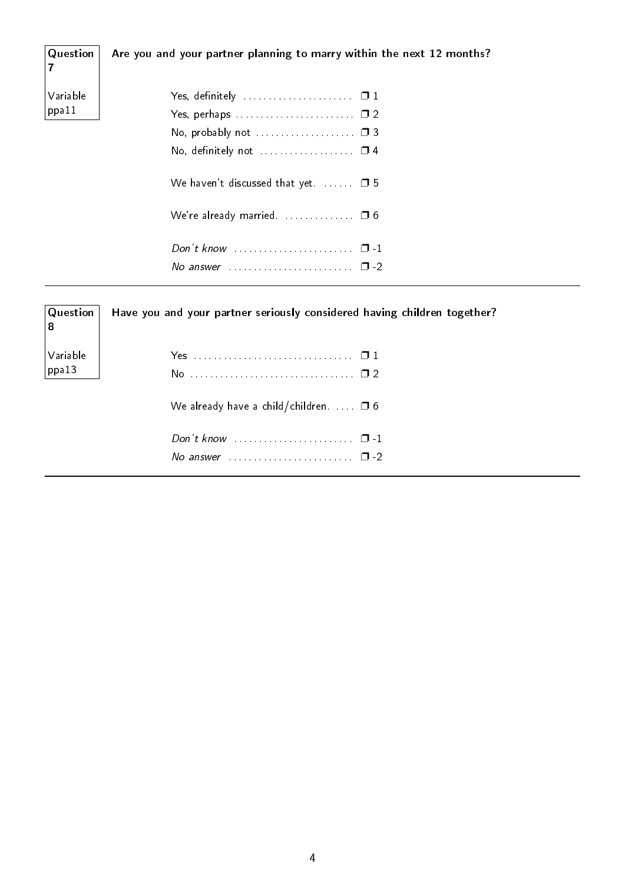**Question 7**

**Variable ppa11**

**Are you and your partner planning to marry within the next 12 months?**

- Yes, definitely ❒ 1
- Yes, perhaps ❒ 2
- No, probably not ❒ 3
- No, definitely not ❒ 4
- We haven't discussed that yet. ❒ 5
- We're already married. ❒ 6
- *Don't know* ❒ -1
- *No answer* ❒ -2

---

**Question 8**

**Variable ppa13**

**Have you and your partner seriously considered having children together?**

- Yes ❒ 1
- No ❒ 2
- We already have a child/children. ❒ 6
- *Don't know* ❒ -1
- *No answer* ❒ -2

---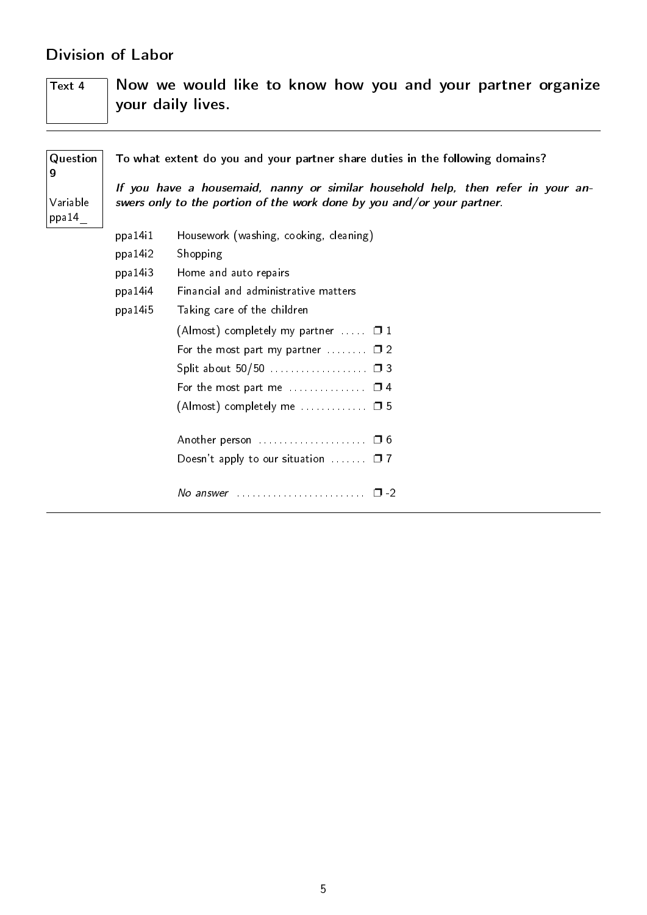## Division of Labor

**Text 4**

**Now we would like to know how you and your partner organize your daily lives.**

---

**Question 9**

Variable ppa14_

**To what extent do you and your partner share duties in the following domains?**

***If you have a housemaid, nanny or similar household help, then refer in your answers only to the portion of the work done by you and/or your partner.***

| | |
|---|---|
| ppa14i1 | Housework (washing, cooking, cleaning) |
| ppa14i2 | Shopping |
| ppa14i3 | Home and auto repairs |
| ppa14i4 | Financial and administrative matters |
| ppa14i5 | Taking care of the children |

(Almost) completely my partner ..... ❐ 1
For the most part my partner ........ ❐ 2
Split about 50/50 ................... ❐ 3
For the most part me ............... ❐ 4
(Almost) completely me ............. ❐ 5

Another person ..................... ❐ 6
Doesn't apply to our situation ....... ❐ 7

*No answer* ......................... ❐ -2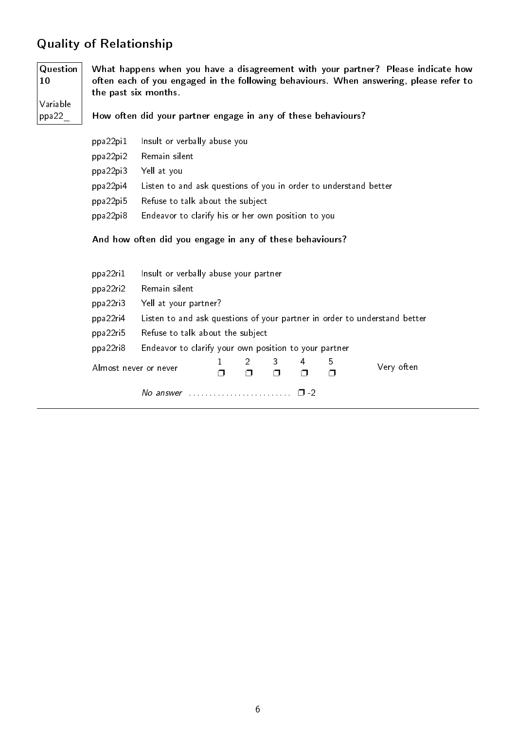## Quality of Relationship

**Question 10**

Variable ppa22_

**What happens when you have a disagreement with your partner? Please indicate how often each of you engaged in the following behaviours. When answering, please refer to the past six months.**

**How often did your partner engage in any of these behaviours?**

| | |
|---|---|
| ppa22pi1 | Insult or verbally abuse you |
| ppa22pi2 | Remain silent |
| ppa22pi3 | Yell at you |
| ppa22pi4 | Listen to and ask questions of you in order to understand better |
| ppa22pi5 | Refuse to talk about the subject |
| ppa22pi8 | Endeavor to clarify his or her own position to you |

**And how often did you engage in any of these behaviours?**

| | |
|---|---|
| ppa22ri1 | Insult or verbally abuse your partner |
| ppa22ri2 | Remain silent |
| ppa22ri3 | Yell at your partner? |
| ppa22ri4 | Listen to and ask questions of your partner in order to understand better |
| ppa22ri5 | Refuse to talk about the subject |
| ppa22ri8 | Endeavor to clarify your own position to your partner |

| Almost never or never | 1 | 2 | 3 | 4 | 5 | Very often |
|---|---|---|---|---|---|---|
| | ❐ | ❐ | ❐ | ❐ | ❐ | |

*No answer* .......................... ❐ -2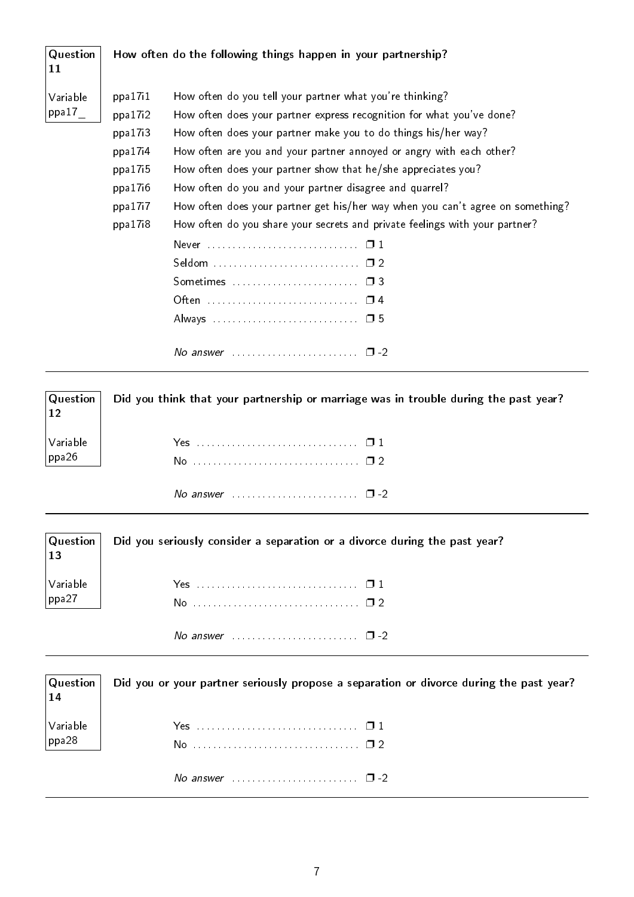**Question 11** | **Variable ppa17_**

**How often do the following things happen in your partnership?**

ppa17i1 How often do you tell your partner what you're thinking?

ppa17i2 How often does your partner express recognition for what you've done?

ppa17i3 How often does your partner make you to do things his/her way?

ppa17i4 How often are you and your partner annoyed or angry with each other?

ppa17i5 How often does your partner show that he/she appreciates you?

ppa17i6 How often do you and your partner disagree and quarrel?

ppa17i7 How often does your partner get his/her way when you can't agree on something?

ppa17i8 How often do you share your secrets and private feelings with your partner?

- Never ❒ 1
- Seldom ❒ 2
- Sometimes ❒ 3
- Often ❒ 4
- Always ❒ 5

- *No answer* ❒ -2

---

**Question 12** | **Variable ppa26**

**Did you think that your partnership or marriage was in trouble during the past year?**

- Yes ❒ 1
- No ❒ 2

- *No answer* ❒ -2

---

**Question 13** | **Variable ppa27**

**Did you seriously consider a separation or a divorce during the past year?**

- Yes ❒ 1
- No ❒ 2

- *No answer* ❒ -2

---

**Question 14** | **Variable ppa28**

**Did you or your partner seriously propose a separation or divorce during the past year?**

- Yes ❒ 1
- No ❒ 2

- *No answer* ❒ -2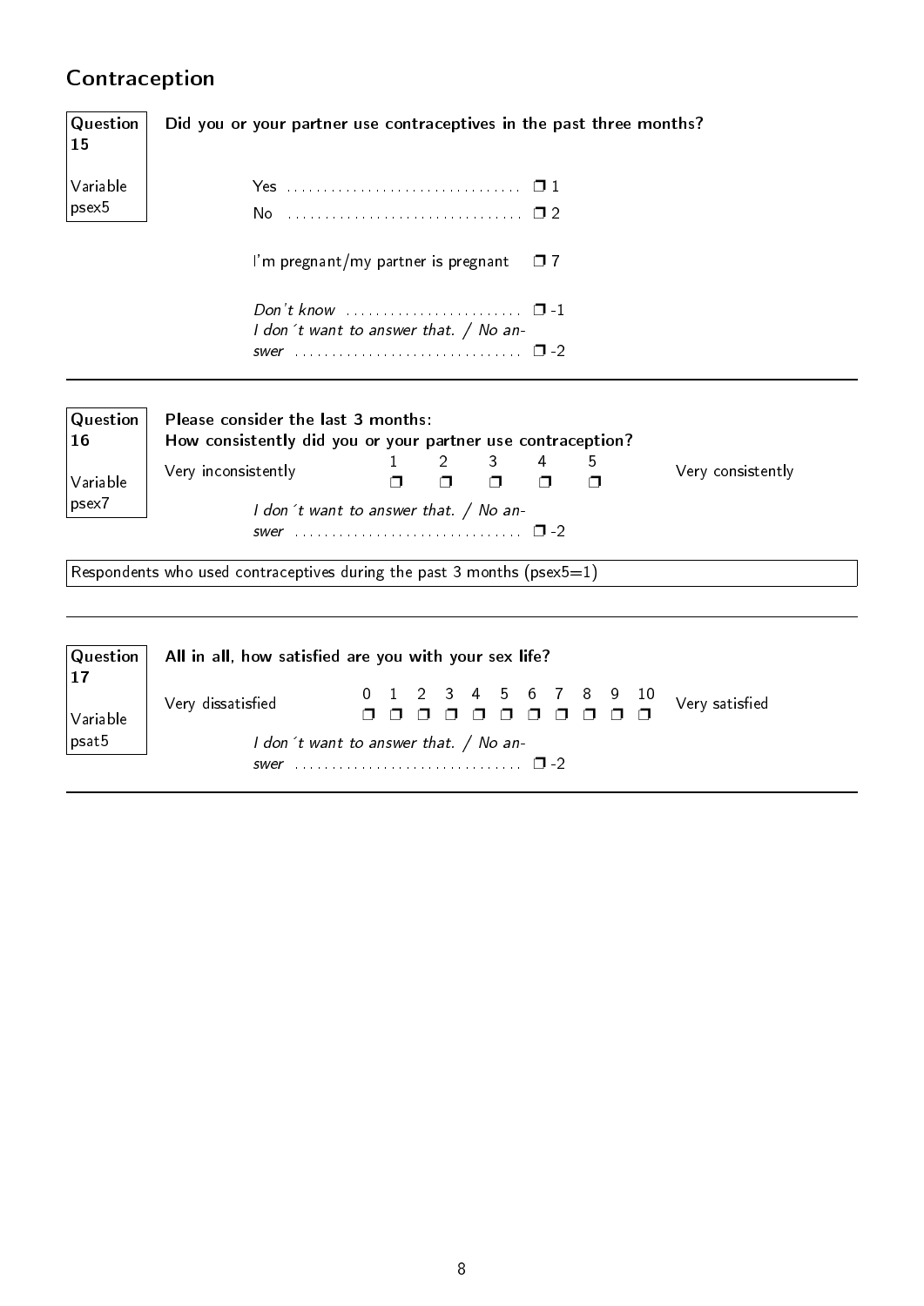## Contraception

**Question 15** — Variable psex5

**Did you or your partner use contraceptives in the past three months?**

- Yes ................................ ❒ 1
- No ................................ ❒ 2
- I'm pregnant/my partner is pregnant ❒ 7
- *Don't know* ........................ ❒ -1
- *I don´t want to answer that. / No answer* ................................ ❒ -2

---

**Question 16** — Variable psex7

**Please consider the last 3 months:**
**How consistently did you or your partner use contraception?**

| Very inconsistently | 1 | 2 | 3 | 4 | 5 | Very consistently |
|---|---|---|---|---|---|---|
| | ❒ | ❒ | ❒ | ❒ | ❒ | |

*I don´t want to answer that. / No answer* ................................ ❒ -2

Respondents who used contraceptives during the past 3 months (psex5=1)

---

**Question 17** — Variable psat5

**All in all, how satisfied are you with your sex life?**

| Very dissatisfied | 0 | 1 | 2 | 3 | 4 | 5 | 6 | 7 | 8 | 9 | 10 | Very satisfied |
|---|---|---|---|---|---|---|---|---|---|---|---|---|
| | ❒ | ❒ | ❒ | ❒ | ❒ | ❒ | ❒ | ❒ | ❒ | ❒ | ❒ | |

*I don´t want to answer that. / No answer* ................................ ❒ -2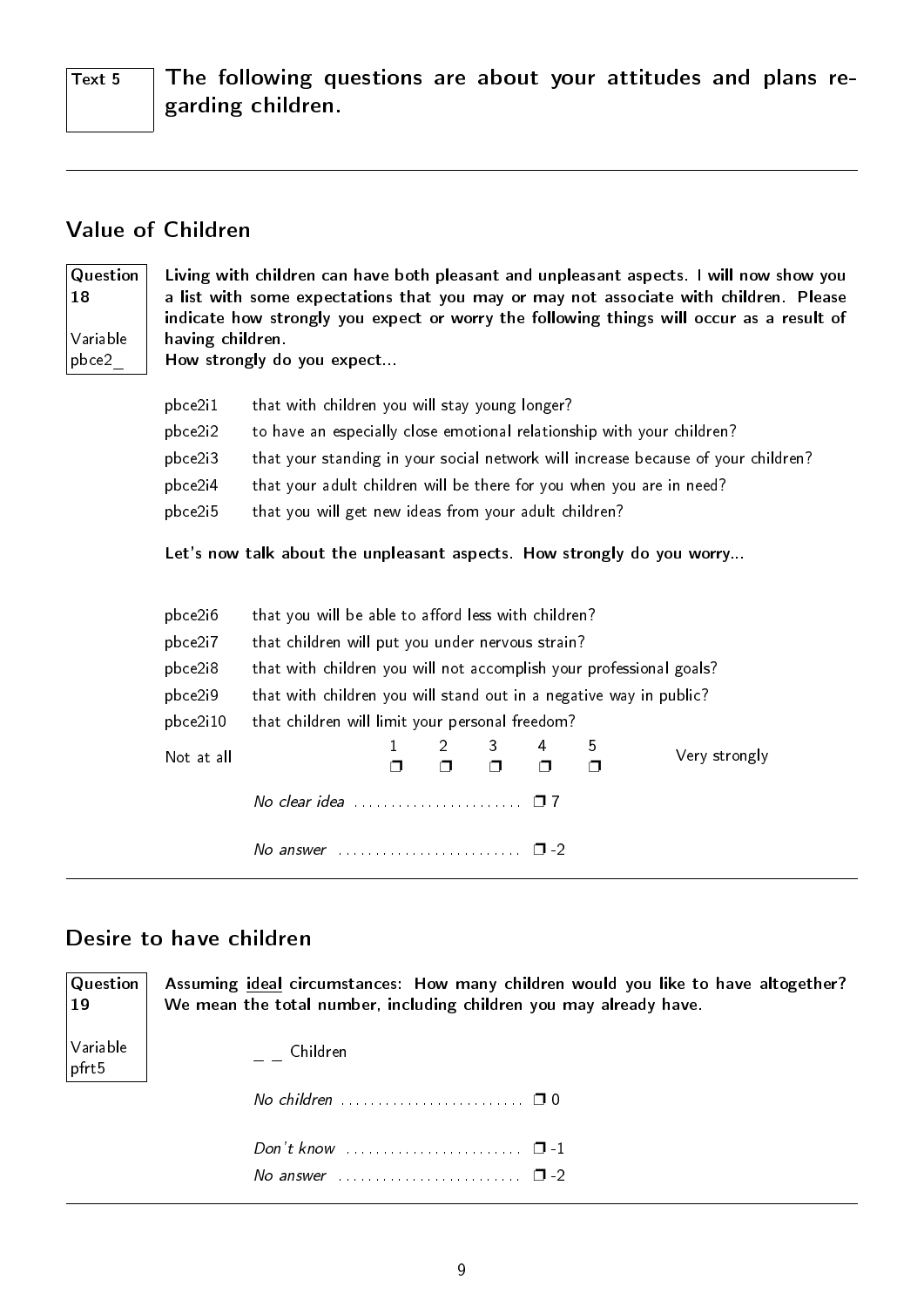**Text 5** — **The following questions are about your attitudes and plans regarding children.**

---

## Value of Children

**Question 18**

Variable pbce2_

**Living with children can have both pleasant and unpleasant aspects. I will now show you a list with some expectations that you may or may not associate with children. Please indicate how strongly you expect or worry the following things will occur as a result of having children.**
**How strongly do you expect...**

| | |
|---|---|
| pbce2i1 | that with children you will stay young longer? |
| pbce2i2 | to have an especially close emotional relationship with your children? |
| pbce2i3 | that your standing in your social network will increase because of your children? |
| pbce2i4 | that your adult children will be there for you when you are in need? |
| pbce2i5 | that you will get new ideas from your adult children? |

**Let's now talk about the unpleasant aspects. How strongly do you worry...**

| | |
|---|---|
| pbce2i6 | that you will be able to afford less with children? |
| pbce2i7 | that children will put you under nervous strain? |
| pbce2i8 | that with children you will not accomplish your professional goals? |
| pbce2i9 | that with children you will stand out in a negative way in public? |
| pbce2i10 | that children will limit your personal freedom? |

| Not at all | 1 | 2 | 3 | 4 | 5 | Very strongly |
|---|---|---|---|---|---|---|
| | ❐ | ❐ | ❐ | ❐ | ❐ | |

*No clear idea* ........................ ❐ 7

*No answer* ........................ ❐ -2

---

## Desire to have children

**Question 19**

Variable pfrt5

**Assuming ideal circumstances: How many children would you like to have altogether? We mean the total number, including children you may already have.**

_ _ Children

*No children* ........................ ❐ 0

*Don't know* ........................ ❐ -1

*No answer* ........................ ❐ -2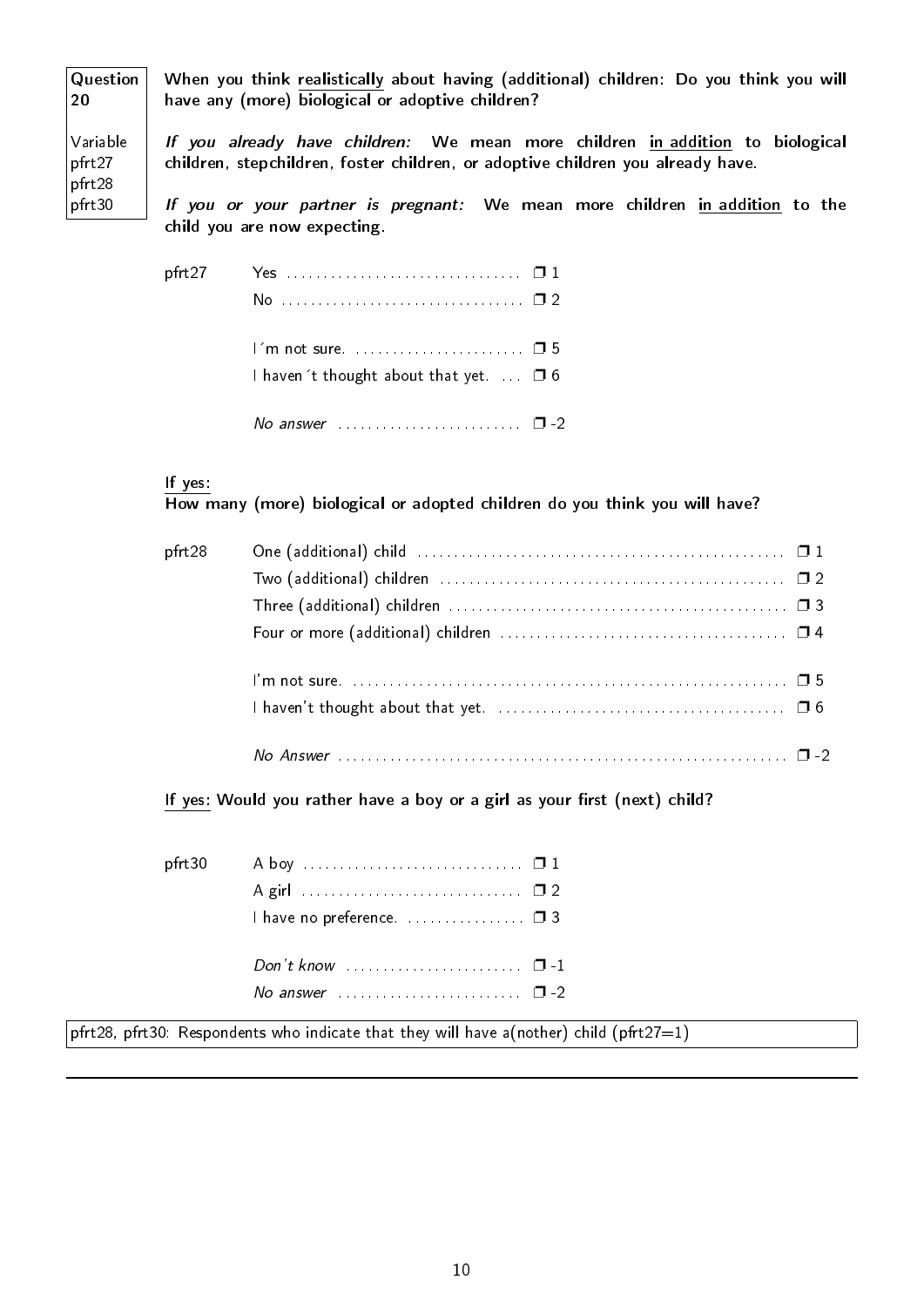**Question 20**

Variable
pfrt27
pfrt28
pfrt30

**When you think realistically about having (additional) children: Do you think you will have any (more) biological or adoptive children?**

***If you already have children:*** **We mean more children in addition to biological children, stepchildren, foster children, or adoptive children you already have.**

***If you or your partner is pregnant:*** **We mean more children in addition to the child you are now expecting.**

pfrt27

| | |
|---|---|
| Yes | ❐ 1 |
| No | ❐ 2 |
| I´m not sure. | ❐ 5 |
| I haven´t thought about that yet. | ❐ 6 |
| *No answer* | ❐ -2 |

**If yes:**
**How many (more) biological or adopted children do you think you will have?**

pfrt28

| | |
|---|---|
| One (additional) child | ❐ 1 |
| Two (additional) children | ❐ 2 |
| Three (additional) children | ❐ 3 |
| Four or more (additional) children | ❐ 4 |
| I'm not sure. | ❐ 5 |
| I haven't thought about that yet. | ❐ 6 |
| *No Answer* | ❐ -2 |

**If yes: Would you rather have a boy or a girl as your first (next) child?**

pfrt30

| | |
|---|---|
| A boy | ❐ 1 |
| A girl | ❐ 2 |
| I have no preference. | ❐ 3 |
| *Don't know* | ❐ -1 |
| *No answer* | ❐ -2 |

pfrt28, pfrt30: Respondents who indicate that they will have a(nother) child (pfrt27=1)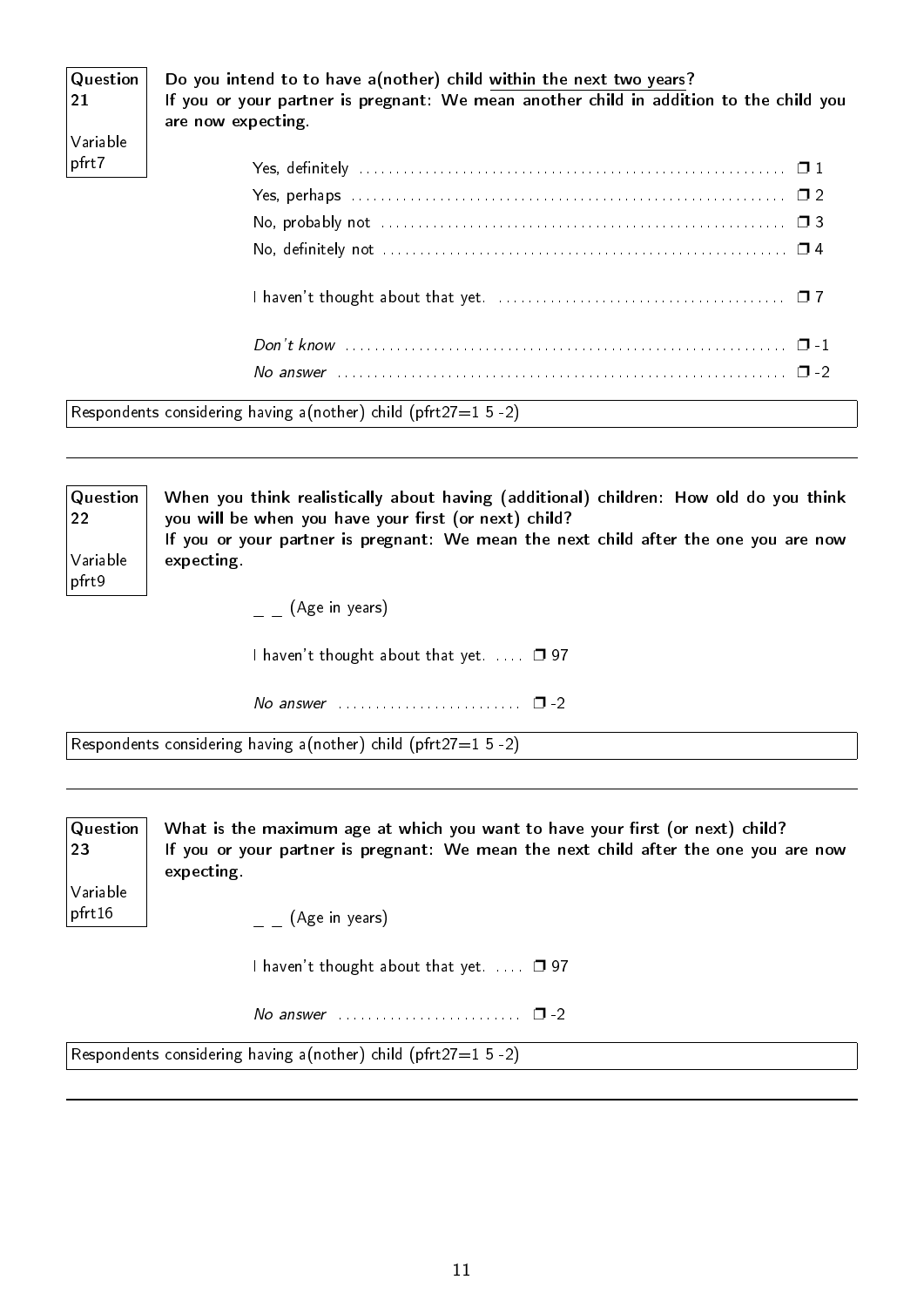**Question 21**

**Variable pfrt7**

**Do you intend to to have a(nother) child <u>within the next two years</u>?**
**If you or your partner is pregnant: We mean another child in addition to the child you are now expecting.**

| | |
|---|---|
| Yes, definitely | ❒ 1 |
| Yes, perhaps | ❒ 2 |
| No, probably not | ❒ 3 |
| No, definitely not | ❒ 4 |
| I haven't thought about that yet. | ❒ 7 |
| *Don't know* | ❒ -1 |
| *No answer* | ❒ -2 |

Respondents considering having a(nother) child (pfrt27=1 5 -2)

---

**Question 22**

**Variable pfrt9**

**When you think realistically about having (additional) children: How old do you think you will be when you have your first (or next) child?**
**If you or your partner is pregnant: We mean the next child after the one you are now expecting.**

_ _ (Age in years)

| | |
|---|---|
| I haven't thought about that yet. | ❒ 97 |
| *No answer* | ❒ -2 |

Respondents considering having a(nother) child (pfrt27=1 5 -2)

---

**Question 23**

**Variable pfrt16**

**What is the maximum age at which you want to have your first (or next) child?**
**If you or your partner is pregnant: We mean the next child after the one you are now expecting.**

_ _ (Age in years)

| | |
|---|---|
| I haven't thought about that yet. | ❒ 97 |
| *No answer* | ❒ -2 |

Respondents considering having a(nother) child (pfrt27=1 5 -2)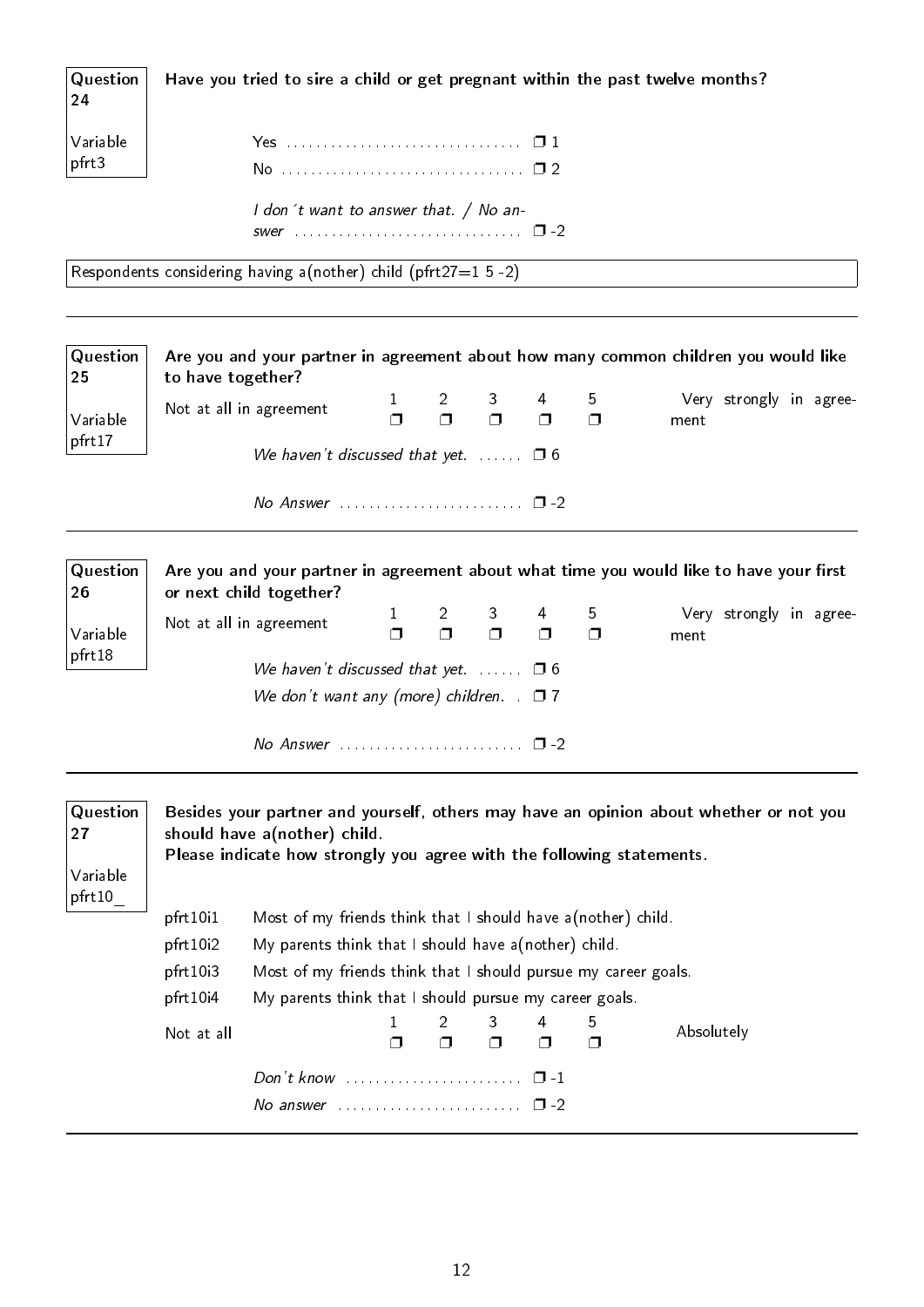**Question 24** | Variable pfrt3

**Have you tried to sire a child or get pregnant within the past twelve months?**

- Yes ................................ ❒ 1
- No ................................ ❒ 2
- *I don´t want to answer that. / No answer* ................................ ❒ -2

Respondents considering having a(nother) child (pfrt27=1 5 -2)

---

**Question 25** | Variable pfrt17

**Are you and your partner in agreement about how many common children you would like to have together?**

| Not at all in agreement | 1 | 2 | 3 | 4 | 5 | Very strongly in agreement |
|---|---|---|---|---|---|---|
| | ❒ | ❒ | ❒ | ❒ | ❒ | |

- *We haven't discussed that yet.* ...... ❒ 6
- *No Answer* ......................... ❒ -2

---

**Question 26** | Variable pfrt18

**Are you and your partner in agreement about what time you would like to have your first or next child together?**

| Not at all in agreement | 1 | 2 | 3 | 4 | 5 | Very strongly in agreement |
|---|---|---|---|---|---|---|
| | ❒ | ❒ | ❒ | ❒ | ❒ | |

- *We haven't discussed that yet.* ...... ❒ 6
- *We don't want any (more) children.* . ❒ 7
- *No Answer* ......................... ❒ -2

---

**Question 27** | Variable pfrt10_

**Besides your partner and yourself, others may have an opinion about whether or not you should have a(nother) child.**
**Please indicate how strongly you agree with the following statements.**

- pfrt10i1 Most of my friends think that I should have a(nother) child.
- pfrt10i2 My parents think that I should have a(nother) child.
- pfrt10i3 Most of my friends think that I should pursue my career goals.
- pfrt10i4 My parents think that I should pursue my career goals.

| Not at all | 1 | 2 | 3 | 4 | 5 | Absolutely |
|---|---|---|---|---|---|---|
| | ❒ | ❒ | ❒ | ❒ | ❒ | |

- *Don't know* ........................ ❒ -1
- *No answer* ......................... ❒ -2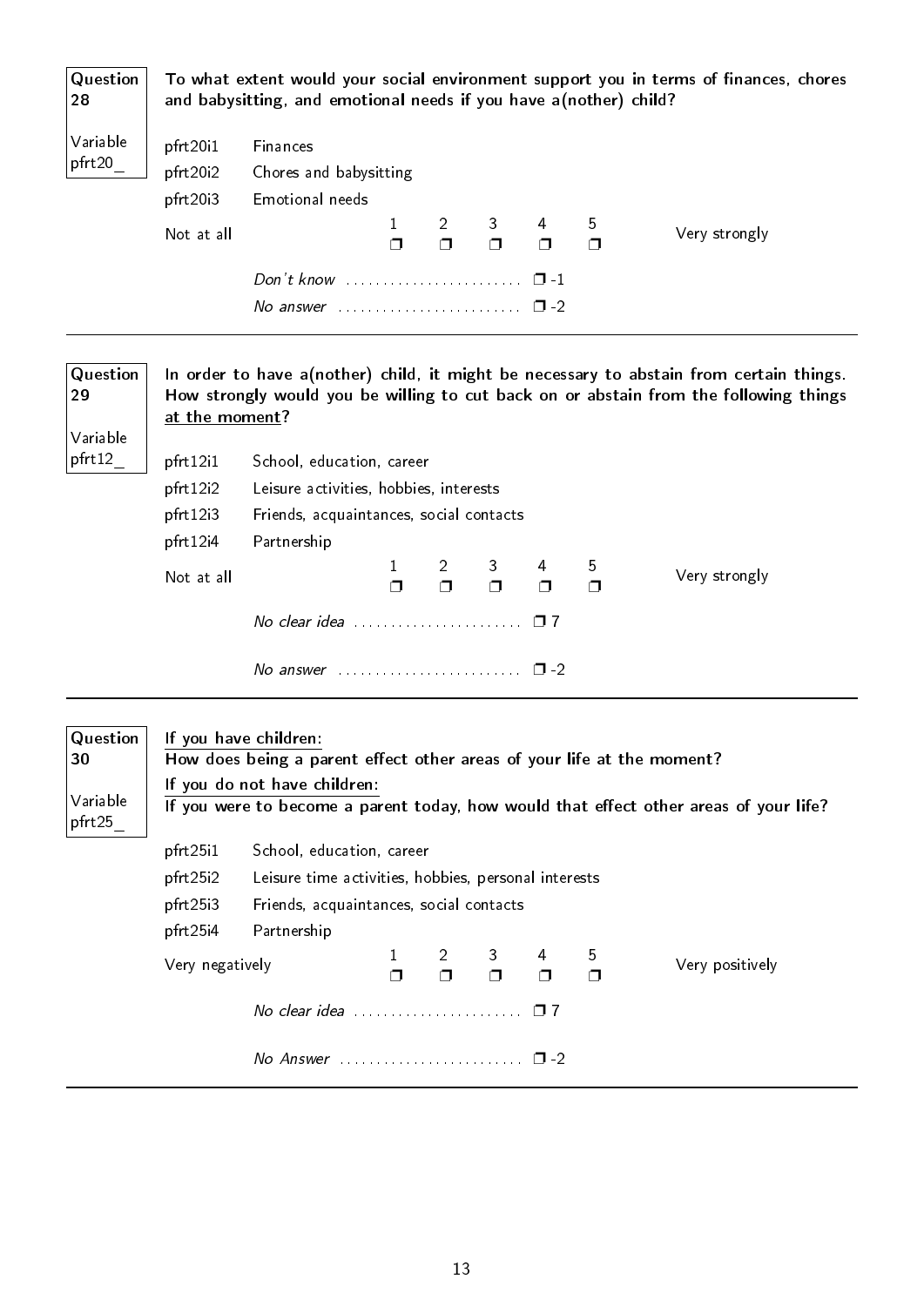**Question 28**

**Variable pfrt20_**

**To what extent would your social environment support you in terms of finances, chores and babysitting, and emotional needs if you have a(nother) child?**

pfrt20i1 Finances

pfrt20i2 Chores and babysitting

pfrt20i3 Emotional needs

| Not at all | 1 ❒ | 2 ❒ | 3 ❒ | 4 ❒ | 5 ❒ | Very strongly |
|---|---|---|---|---|---|---|

*Don't know* ........................ ❒ -1

*No answer* ......................... ❒ -2

---

**Question 29**

**Variable pfrt12_**

**In order to have a(nother) child, it might be necessary to abstain from certain things. How strongly would you be willing to cut back on or abstain from the following things <u>at the moment</u>?**

pfrt12i1 School, education, career

pfrt12i2 Leisure activities, hobbies, interests

pfrt12i3 Friends, acquaintances, social contacts

pfrt12i4 Partnership

| Not at all | 1 ❒ | 2 ❒ | 3 ❒ | 4 ❒ | 5 ❒ | Very strongly |
|---|---|---|---|---|---|---|

*No clear idea* ....................... ❒ 7

*No answer* ......................... ❒ -2

---

**Question 30**

**Variable pfrt25_**

**<u>If you have children:</u>**
**How does being a parent effect other areas of your life at the moment?**
**<u>If you do not have children:</u>**
**If you were to become a parent today, how would that effect other areas of your life?**

pfrt25i1 School, education, career

pfrt25i2 Leisure time activities, hobbies, personal interests

pfrt25i3 Friends, acquaintances, social contacts

pfrt25i4 Partnership

| Very negatively | 1 ❒ | 2 ❒ | 3 ❒ | 4 ❒ | 5 ❒ | Very positively |
|---|---|---|---|---|---|---|

*No clear idea* ....................... ❒ 7

*No Answer* ......................... ❒ -2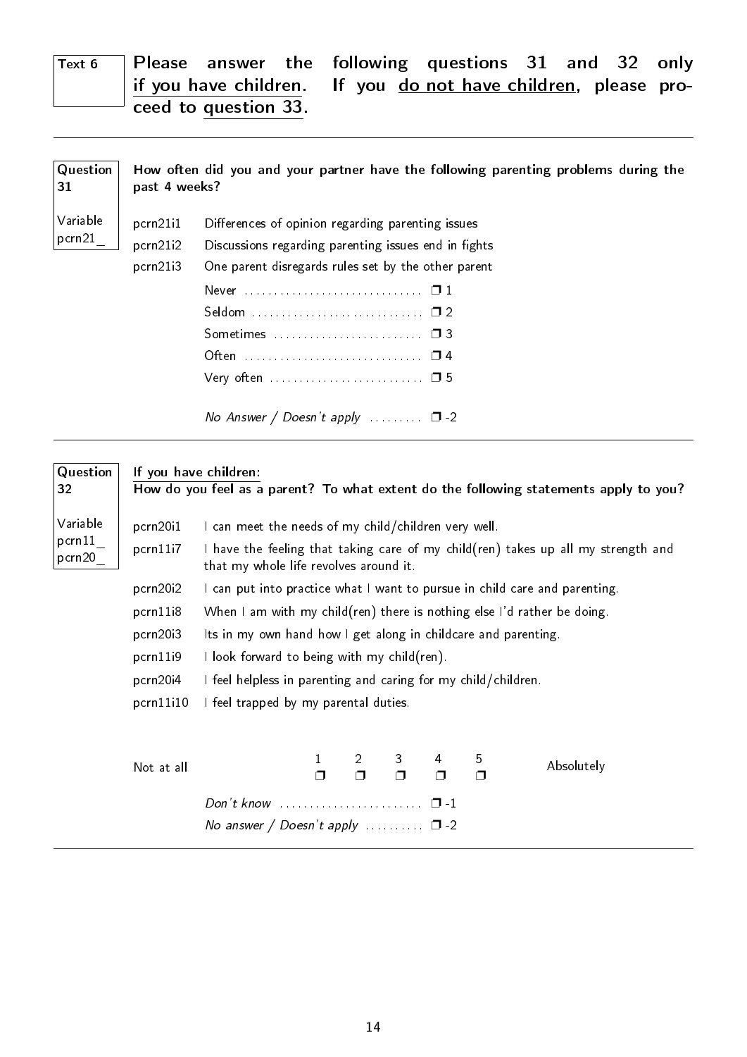**Text 6**

**Please answer the following questions 31 and 32 only if you have children. If you do not have children, please proceed to question 33.**

---

**Question 31**

Variable pcrn21_

**How often did you and your partner have the following parenting problems during the past 4 weeks?**

| | |
|---|---|
| pcrn21i1 | Differences of opinion regarding parenting issues |
| pcrn21i2 | Discussions regarding parenting issues end in fights |
| pcrn21i3 | One parent disregards rules set by the other parent |

- Never ❐ 1
- Seldom ❐ 2
- Sometimes ❐ 3
- Often ❐ 4
- Very often ❐ 5

*No Answer / Doesn't apply* ❐ -2

---

**Question 32**

Variable pcrn11_ pcrn20_

**If you have children:**
**How do you feel as a parent? To what extent do the following statements apply to you?**

| | |
|---|---|
| pcrn20i1 | I can meet the needs of my child/children very well. |
| pcrn11i7 | I have the feeling that taking care of my child(ren) takes up all my strength and that my whole life revolves around it. |
| pcrn20i2 | I can put into practice what I want to pursue in child care and parenting. |
| pcrn11i8 | When I am with my child(ren) there is nothing else I'd rather be doing. |
| pcrn20i3 | Its in my own hand how I get along in childcare and parenting. |
| pcrn11i9 | I look forward to being with my child(ren). |
| pcrn20i4 | I feel helpless in parenting and caring for my child/children. |
| pcrn11i10 | I feel trapped by my parental duties. |

| Not at all | 1 | 2 | 3 | 4 | 5 | Absolutely |
|---|---|---|---|---|---|---|
| | ❐ | ❐ | ❐ | ❐ | ❐ | |

*Don't know* ❐ -1

*No answer / Doesn't apply* ❐ -2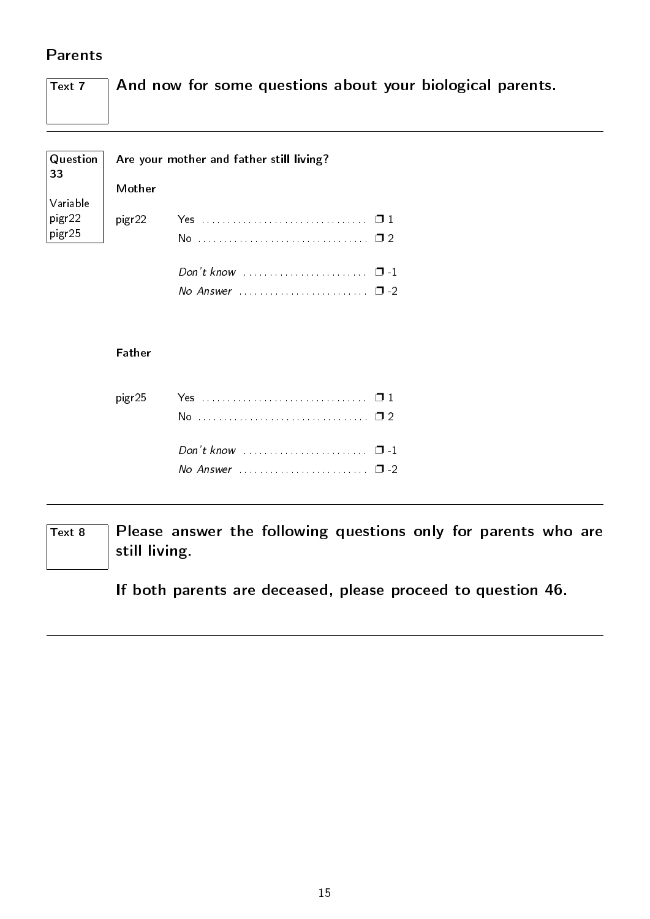## Parents

**Text 7**

**And now for some questions about your biological parents.**

---

**Question 33**

Variable
pigr22
pigr25

**Are your mother and father still living?**

**Mother**

pigr22

- Yes ................................ ❒ 1
- No ................................ ❒ 2
- *Don't know* ........................ ❒ -1
- *No Answer* ........................ ❒ -2

**Father**

pigr25

- Yes ................................ ❒ 1
- No ................................ ❒ 2
- *Don't know* ........................ ❒ -1
- *No Answer* ........................ ❒ -2

---

**Text 8**

**Please answer the following questions only for parents who are still living.**

**If both parents are deceased, please proceed to question 46.**

---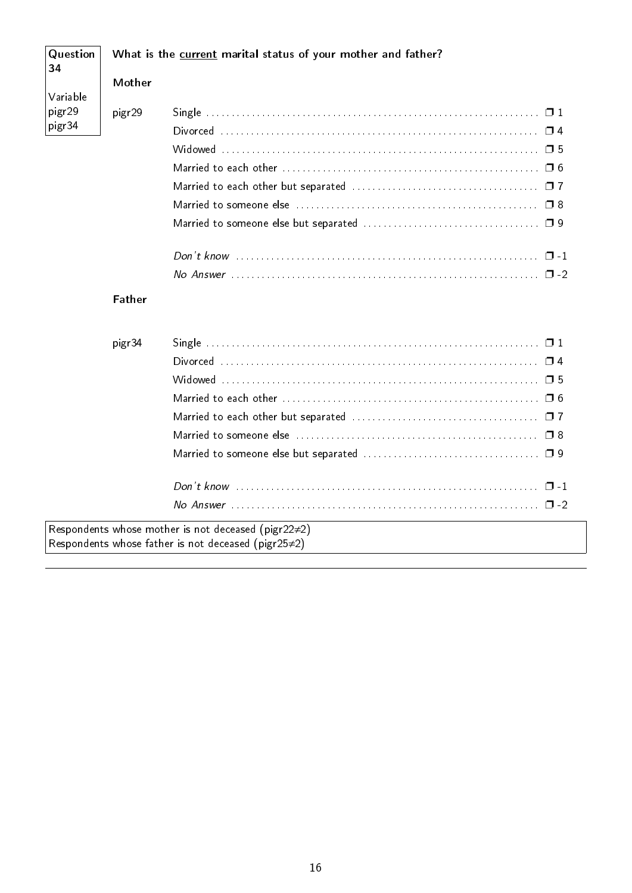**Question 34**

Variable
pigr29
pigr34

**What is the current marital status of your mother and father?**

**Mother**

pigr29

| | |
|---|---|
| Single | ❐ 1 |
| Divorced | ❐ 4 |
| Widowed | ❐ 5 |
| Married to each other | ❐ 6 |
| Married to each other but separated | ❐ 7 |
| Married to someone else | ❐ 8 |
| Married to someone else but separated | ❐ 9 |
| *Don't know* | ❐ -1 |
| *No Answer* | ❐ -2 |

**Father**

pigr34

| | |
|---|---|
| Single | ❐ 1 |
| Divorced | ❐ 4 |
| Widowed | ❐ 5 |
| Married to each other | ❐ 6 |
| Married to each other but separated | ❐ 7 |
| Married to someone else | ❐ 8 |
| Married to someone else but separated | ❐ 9 |
| *Don't know* | ❐ -1 |
| *No Answer* | ❐ -2 |

Respondents whose mother is not deceased (pigr22≠2)
Respondents whose father is not deceased (pigr25≠2)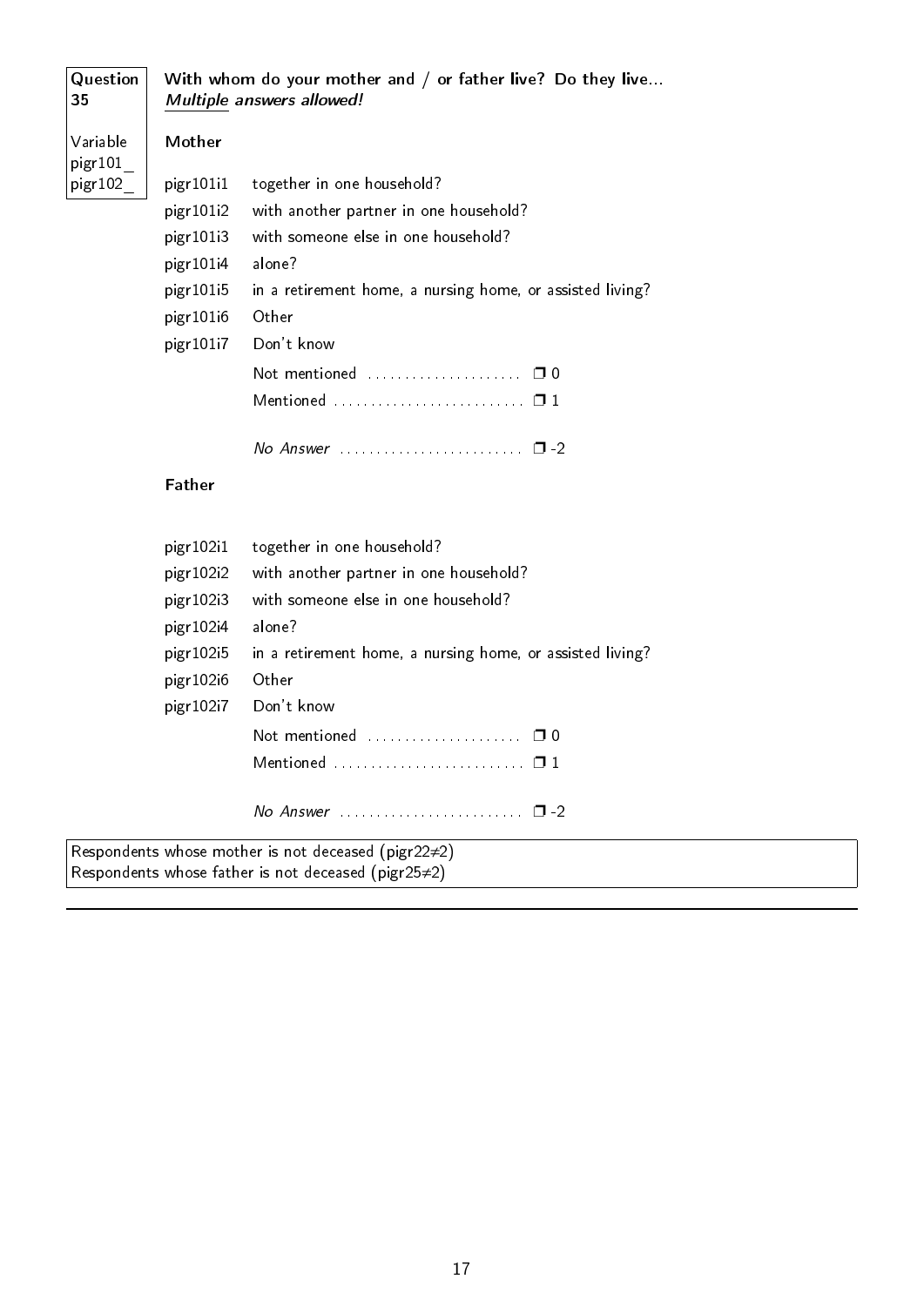**Question 35**

Variable
pigr101_
pigr102_

**With whom do your mother and / or father live? Do they live...**
***Multiple* answers allowed!**

**Mother**

pigr101i1 together in one household?
pigr101i2 with another partner in one household?
pigr101i3 with someone else in one household?
pigr101i4 alone?
pigr101i5 in a retirement home, a nursing home, or assisted living?
pigr101i6 Other
pigr101i7 Don't know

Not mentioned .................... ❒ 0
Mentioned ......................... ❒ 1

*No Answer* ......................... ❒ -2

**Father**

pigr102i1 together in one household?
pigr102i2 with another partner in one household?
pigr102i3 with someone else in one household?
pigr102i4 alone?
pigr102i5 in a retirement home, a nursing home, or assisted living?
pigr102i6 Other
pigr102i7 Don't know

Not mentioned .................... ❒ 0
Mentioned ......................... ❒ 1

*No Answer* ......................... ❒ -2

Respondents whose mother is not deceased (pigr22≠2)
Respondents whose father is not deceased (pigr25≠2)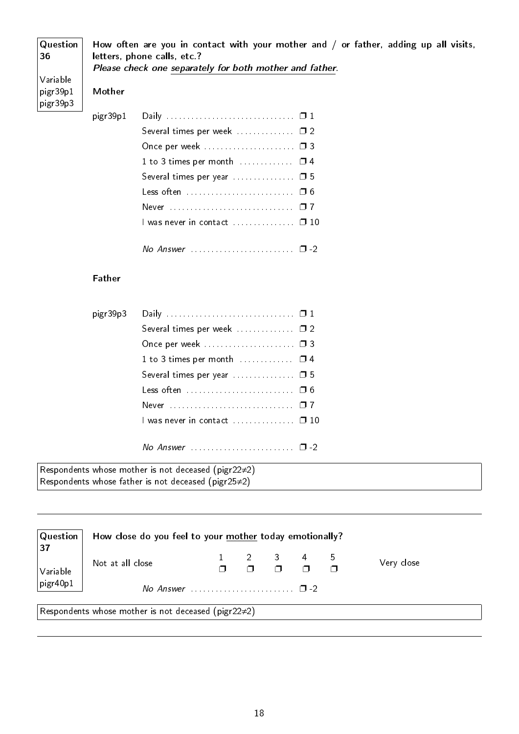**Question 36**

Variable
pigr39p1
pigr39p3

**How often are you in contact with your mother and / or father, adding up all visits, letters, phone calls, etc.?**
***Please check one separately for both mother and father.***

**Mother**

pigr39p1

| | |
|---|---|
| Daily | ❒ 1 |
| Several times per week | ❒ 2 |
| Once per week | ❒ 3 |
| 1 to 3 times per month | ❒ 4 |
| Several times per year | ❒ 5 |
| Less often | ❒ 6 |
| Never | ❒ 7 |
| I was never in contact | ❒ 10 |
| *No Answer* | ❒ -2 |

**Father**

pigr39p3

| | |
|---|---|
| Daily | ❒ 1 |
| Several times per week | ❒ 2 |
| Once per week | ❒ 3 |
| 1 to 3 times per month | ❒ 4 |
| Several times per year | ❒ 5 |
| Less often | ❒ 6 |
| Never | ❒ 7 |
| I was never in contact | ❒ 10 |
| *No Answer* | ❒ -2 |

Respondents whose mother is not deceased (pigr22≠2)
Respondents whose father is not deceased (pigr25≠2)

---

**Question 37**

Variable
pigr40p1

**How close do you feel to your mother today emotionally?**

| | 1 | 2 | 3 | 4 | 5 | |
|---|---|---|---|---|---|---|
| Not at all close | ❒ | ❒ | ❒ | ❒ | ❒ | Very close |

*No Answer* ❒ -2

Respondents whose mother is not deceased (pigr22≠2)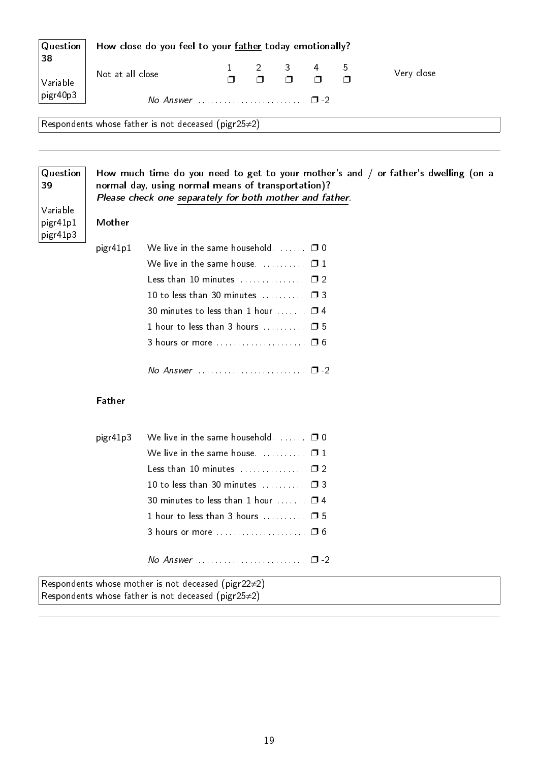**Question 38**

Variable pigr40p3

**How close do you feel to your <u>father</u> today emotionally?**

| | 1 | 2 | 3 | 4 | 5 | |
|---|---|---|---|---|---|---|
| Not at all close | ❒ | ❒ | ❒ | ❒ | ❒ | Very close |

*No Answer* ........................ ❒ -2

Respondents whose father is not deceased (pigr25≠2)

---

**Question 39**

Variable pigr41p1 pigr41p3

**How much time do you need to get to your mother's and / or father's dwelling (on a normal day, using normal means of transportation)?**
***Please check one <u>separately for both mother and father</u>.***

**Mother**

pigr41p1

- We live in the same household. ...... ❒ 0
- We live in the same house. .......... ❒ 1
- Less than 10 minutes ............... ❒ 2
- 10 to less than 30 minutes .......... ❒ 3
- 30 minutes to less than 1 hour ....... ❒ 4
- 1 hour to less than 3 hours .......... ❒ 5
- 3 hours or more ..................... ❒ 6

*No Answer* ........................ ❒ -2

**Father**

pigr41p3

- We live in the same household. ...... ❒ 0
- We live in the same house. .......... ❒ 1
- Less than 10 minutes ............... ❒ 2
- 10 to less than 30 minutes .......... ❒ 3
- 30 minutes to less than 1 hour ....... ❒ 4
- 1 hour to less than 3 hours .......... ❒ 5
- 3 hours or more ..................... ❒ 6

*No Answer* ........................ ❒ -2

Respondents whose mother is not deceased (pigr22≠2)
Respondents whose father is not deceased (pigr25≠2)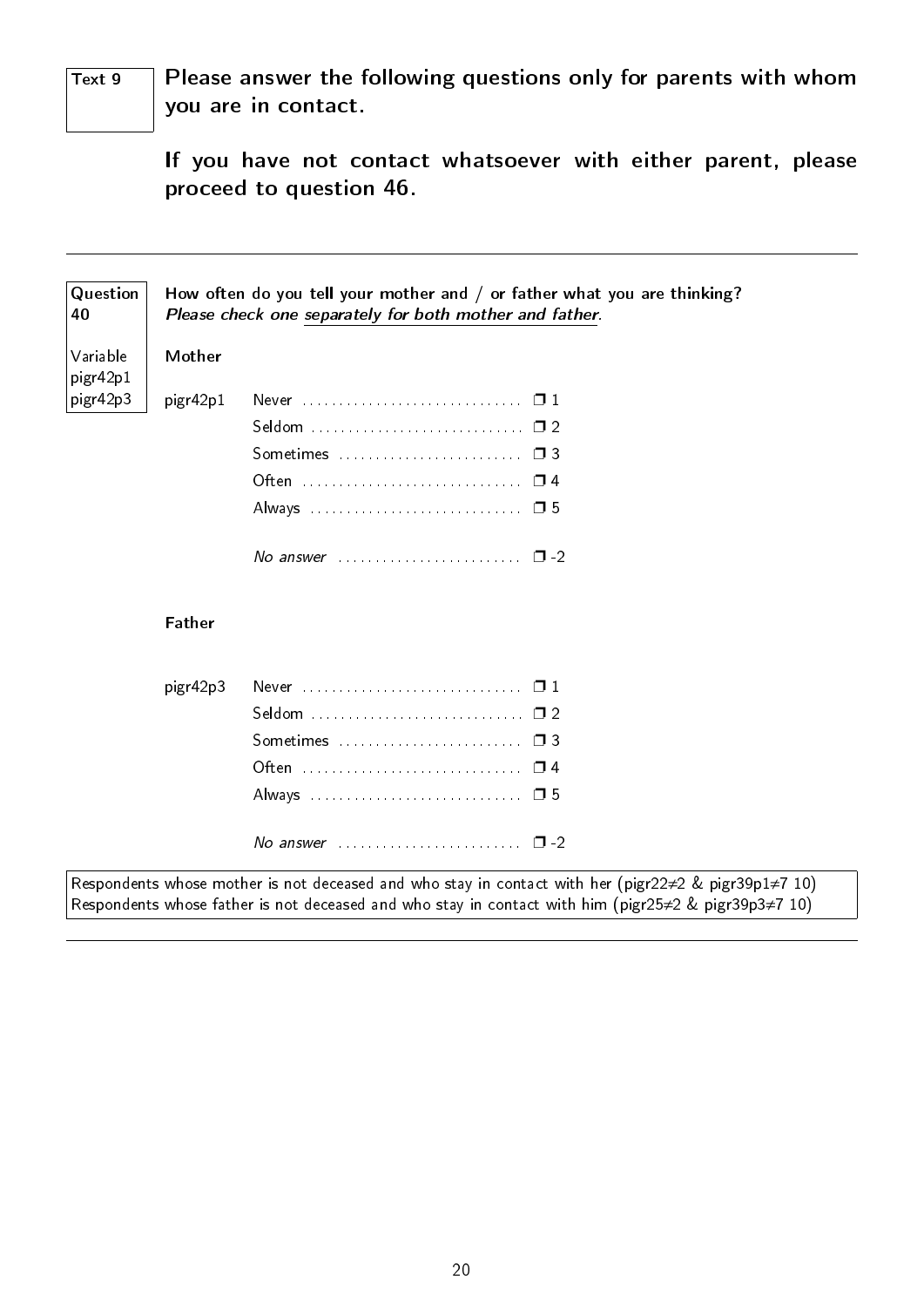Text 9

**Please answer the following questions only for parents with whom you are in contact.**

**If you have not contact whatsoever with either parent, please proceed to question 46.**

---

Question 40

Variable pigr42p1 pigr42p3

**How often do you tell your mother and / or father what you are thinking?**
***Please check one separately for both mother and father.***

**Mother**

pigr42p1

- Never ❒ 1
- Seldom ❒ 2
- Sometimes ❒ 3
- Often ❒ 4
- Always ❒ 5

- *No answer* ❒ -2

**Father**

pigr42p3

- Never ❒ 1
- Seldom ❒ 2
- Sometimes ❒ 3
- Often ❒ 4
- Always ❒ 5

- *No answer* ❒ -2

Respondents whose mother is not deceased and who stay in contact with her (pigr22≠2 & pigr39p1≠7 10)
Respondents whose father is not deceased and who stay in contact with him (pigr25≠2 & pigr39p3≠7 10)

---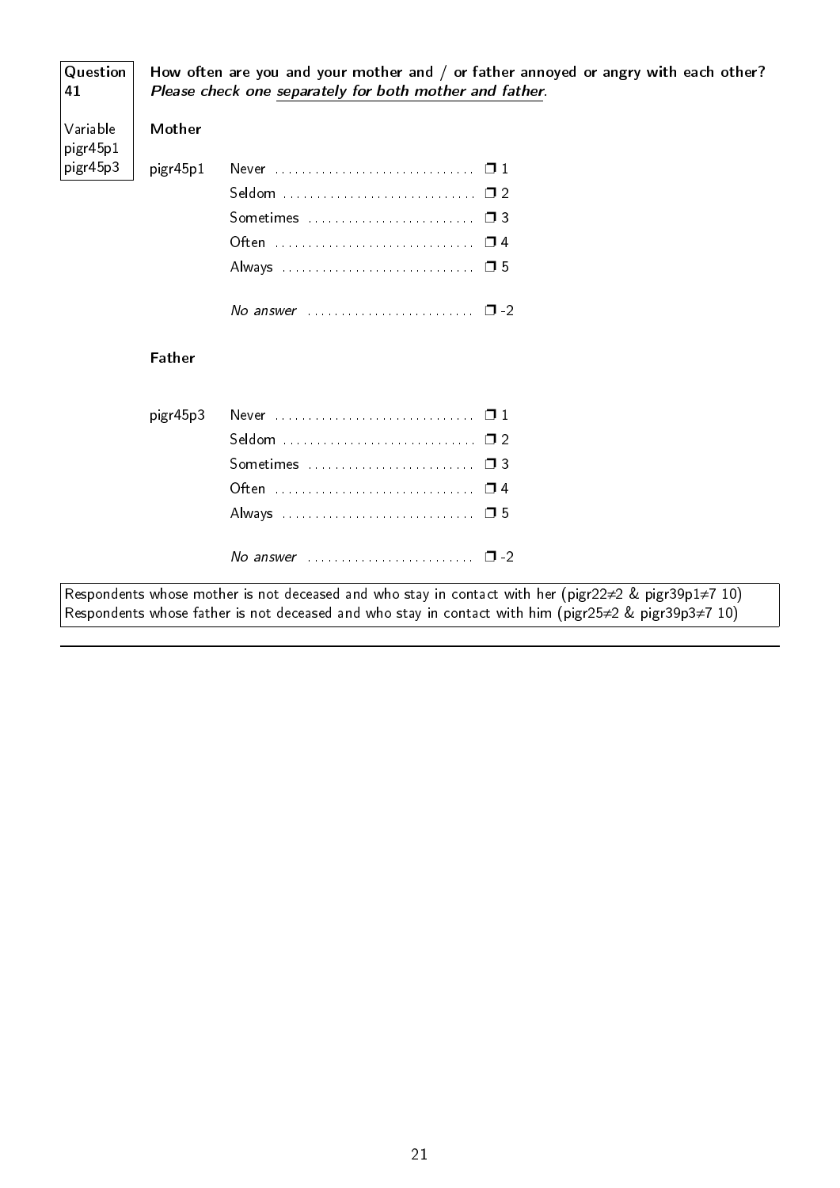**Question 41**

**Variable** pigr45p1 pigr45p3

**How often are you and your mother and / or father annoyed or angry with each other?** ***Please check one separately for both mother and father.***

**Mother**

pigr45p1

- Never ............................ ❒ 1
- Seldom ............................ ❒ 2
- Sometimes ............................ ❒ 3
- Often ............................ ❒ 4
- Always ............................ ❒ 5

- *No answer* ............................ ❒ -2

**Father**

pigr45p3

- Never ............................ ❒ 1
- Seldom ............................ ❒ 2
- Sometimes ............................ ❒ 3
- Often ............................ ❒ 4
- Always ............................ ❒ 5

- *No answer* ............................ ❒ -2

Respondents whose mother is not deceased and who stay in contact with her (pigr22≠2 & pigr39p1≠7 10)
Respondents whose father is not deceased and who stay in contact with him (pigr25≠2 & pigr39p3≠7 10)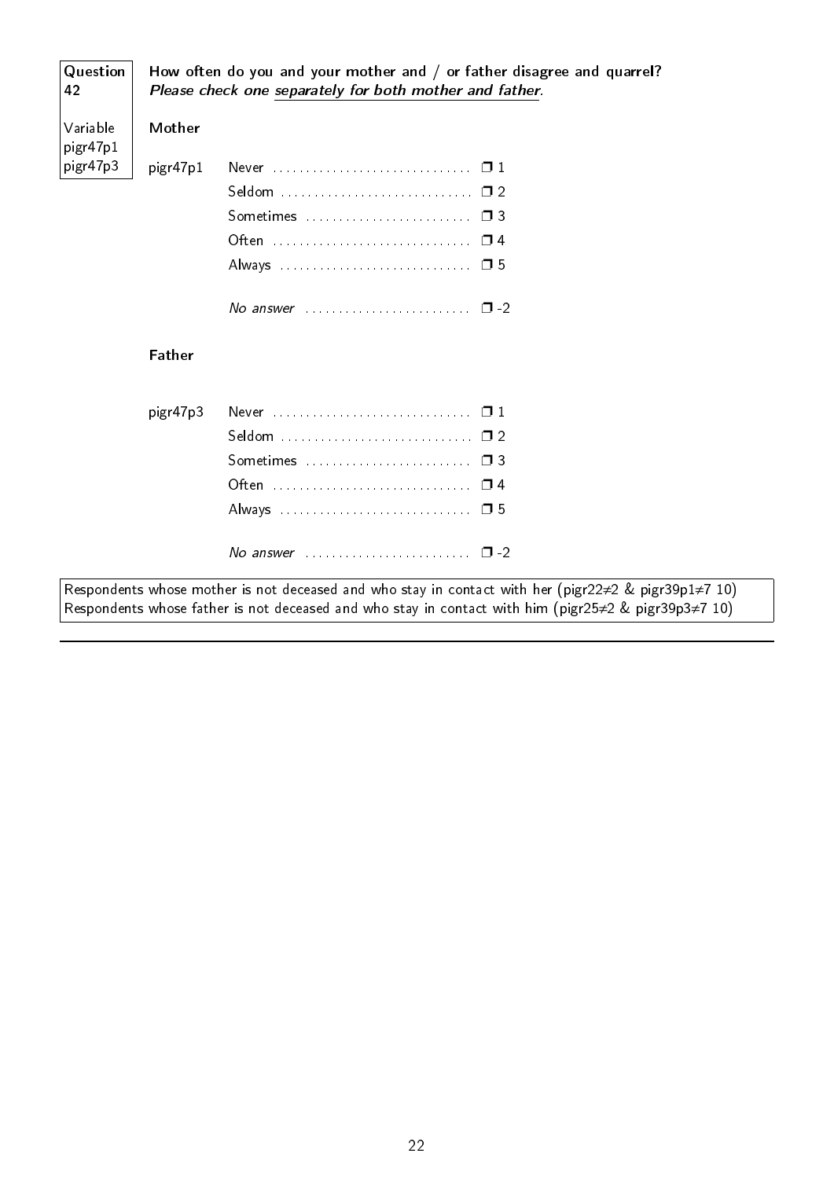**Question 42**

Variable pigr47p1 pigr47p3

**How often do you and your mother and / or father disagree and quarrel?**
***Please check one separately for both mother and father.***

**Mother**

pigr47p1

- Never ............................ ❒ 1
- Seldom ............................ ❒ 2
- Sometimes ............................ ❒ 3
- Often ............................ ❒ 4
- Always ............................ ❒ 5
- *No answer* ............................ ❒ -2

**Father**

pigr47p3

- Never ............................ ❒ 1
- Seldom ............................ ❒ 2
- Sometimes ............................ ❒ 3
- Often ............................ ❒ 4
- Always ............................ ❒ 5
- *No answer* ............................ ❒ -2

Respondents whose mother is not deceased and who stay in contact with her (pigr22≠2 & pigr39p1≠7 10)
Respondents whose father is not deceased and who stay in contact with him (pigr25≠2 & pigr39p3≠7 10)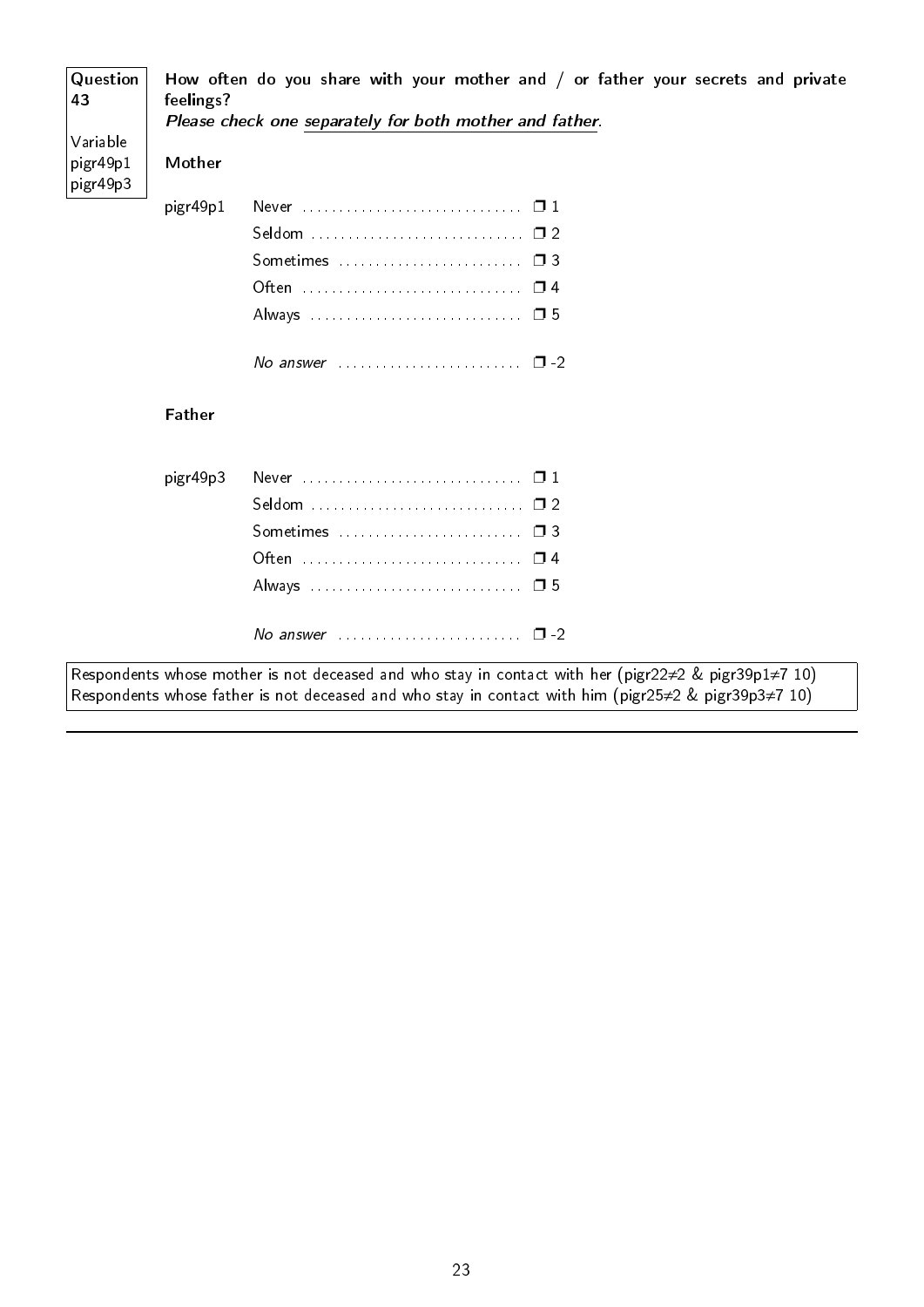**Question 43**

Variable
pigr49p1
pigr49p3

**How often do you share with your mother and / or father your secrets and private feelings?**

***Please check one separately for both mother and father.***

**Mother**

pigr49p1

| | |
|---|---|
| Never | ❒ 1 |
| Seldom | ❒ 2 |
| Sometimes | ❒ 3 |
| Often | ❒ 4 |
| Always | ❒ 5 |
| *No answer* | ❒ -2 |

**Father**

pigr49p3

| | |
|---|---|
| Never | ❒ 1 |
| Seldom | ❒ 2 |
| Sometimes | ❒ 3 |
| Often | ❒ 4 |
| Always | ❒ 5 |
| *No answer* | ❒ -2 |

Respondents whose mother is not deceased and who stay in contact with her (pigr22≠2 & pigr39p1≠7 10)
Respondents whose father is not deceased and who stay in contact with him (pigr25≠2 & pigr39p3≠7 10)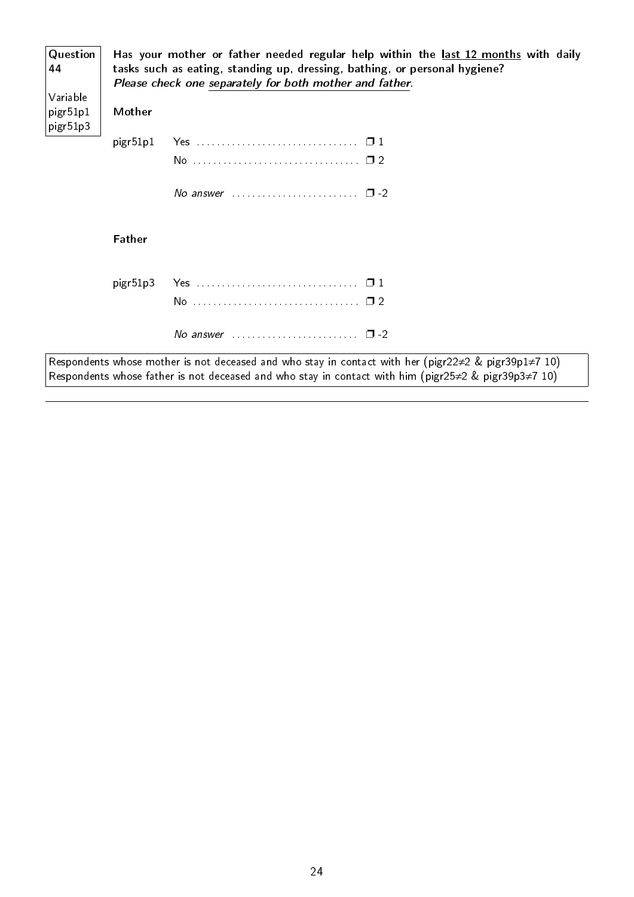**Question 44**

Variable
pigr51p1
pigr51p3

**Has your mother or father needed regular help within the <u>last 12 months</u> with daily tasks such as eating, standing up, dressing, bathing, or personal hygiene?**
***Please check one <u>separately for both mother and father</u>.***

**Mother**

pigr51p1

- Yes ................................ ❒ 1
- No ................................ ❒ 2
- *No answer* ........................ ❒ -2

**Father**

pigr51p3

- Yes ................................ ❒ 1
- No ................................ ❒ 2
- *No answer* ........................ ❒ -2

Respondents whose mother is not deceased and who stay in contact with her (pigr22≠2 & pigr39p1≠7 10)
Respondents whose father is not deceased and who stay in contact with him (pigr25≠2 & pigr39p3≠7 10)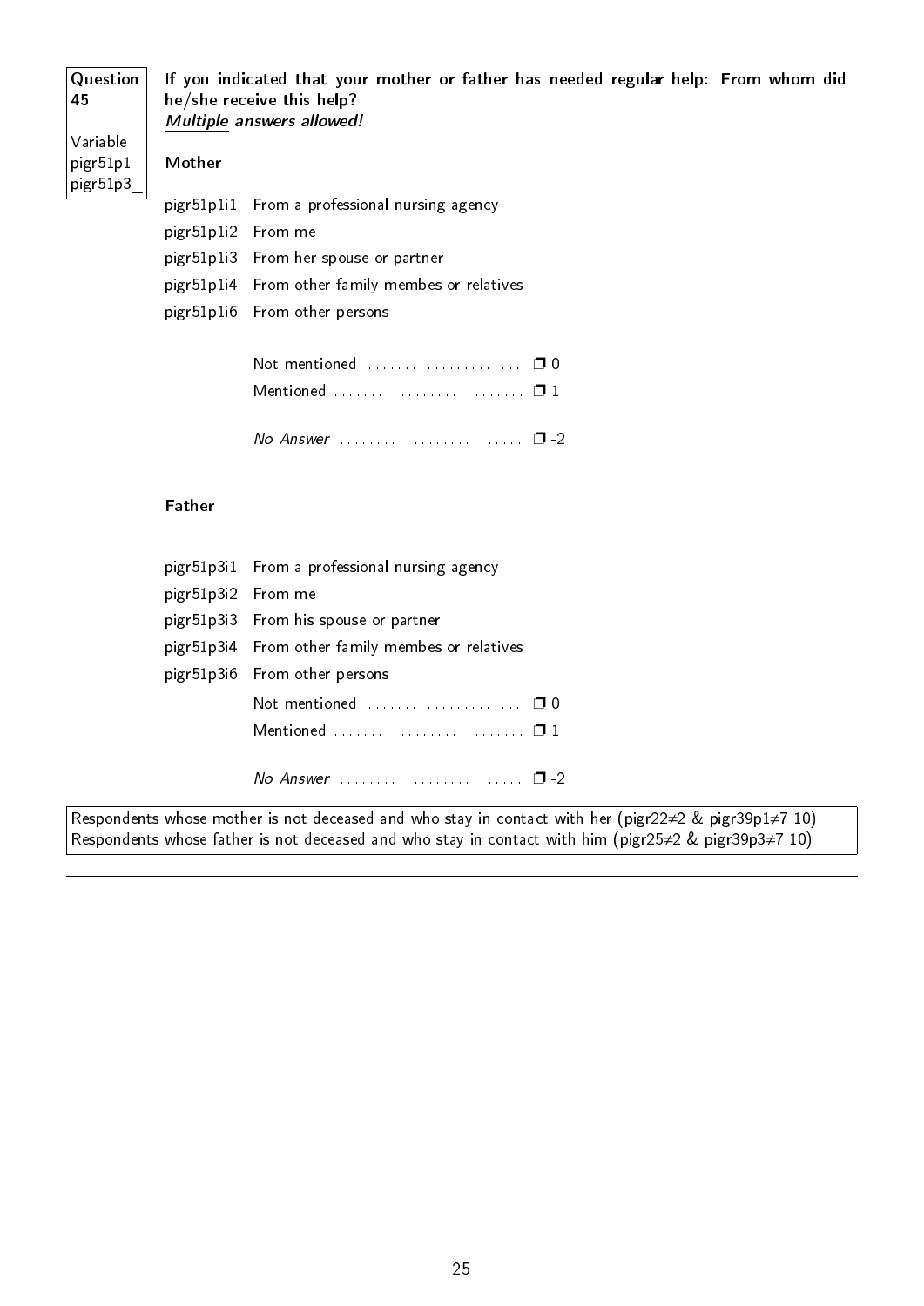**Question 45**

Variable
pigr51p1_
pigr51p3_

**If you indicated that your mother or father has needed regular help: From whom did he/she receive this help?**
***Multiple answers allowed!***

**Mother**

| | |
|---|---|
| pigr51p1i1 | From a professional nursing agency |
| pigr51p1i2 | From me |
| pigr51p1i3 | From her spouse or partner |
| pigr51p1i4 | From other family membes or relatives |
| pigr51p1i6 | From other persons |

Not mentioned .................... ❐ 0
Mentioned .......................... ❐ 1

*No Answer* ......................... ❐ -2

**Father**

| | |
|---|---|
| pigr51p3i1 | From a professional nursing agency |
| pigr51p3i2 | From me |
| pigr51p3i3 | From his spouse or partner |
| pigr51p3i4 | From other family membes or relatives |
| pigr51p3i6 | From other persons |

Not mentioned .................... ❐ 0
Mentioned .......................... ❐ 1

*No Answer* ......................... ❐ -2

Respondents whose mother is not deceased and who stay in contact with her (pigr22≠2 & pigr39p1≠7 10)
Respondents whose father is not deceased and who stay in contact with him (pigr25≠2 & pigr39p3≠7 10)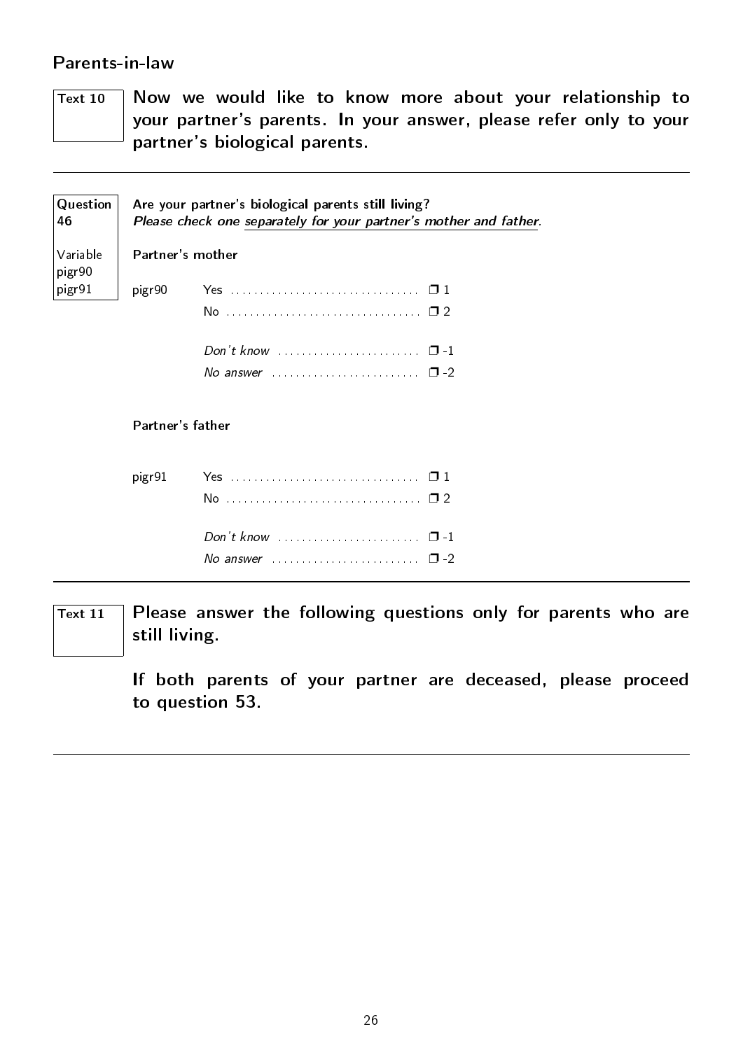## Parents-in-law

**Text 10**

**Now we would like to know more about your relationship to your partner's parents. In your answer, please refer only to your partner's biological parents.**

---

**Question 46**

Variable
pigr90
pigr91

**Are your partner's biological parents still living?**
***Please check one separately for your partner's mother and father.***

**Partner's mother**

pigr90

| | |
|---|---|
| Yes | ❒ 1 |
| No | ❒ 2 |
| *Don't know* | ❒ -1 |
| *No answer* | ❒ -2 |

**Partner's father**

pigr91

| | |
|---|---|
| Yes | ❒ 1 |
| No | ❒ 2 |
| *Don't know* | ❒ -1 |
| *No answer* | ❒ -2 |

---

**Text 11**

**Please answer the following questions only for parents who are still living.**

**If both parents of your partner are deceased, please proceed to question 53.**

---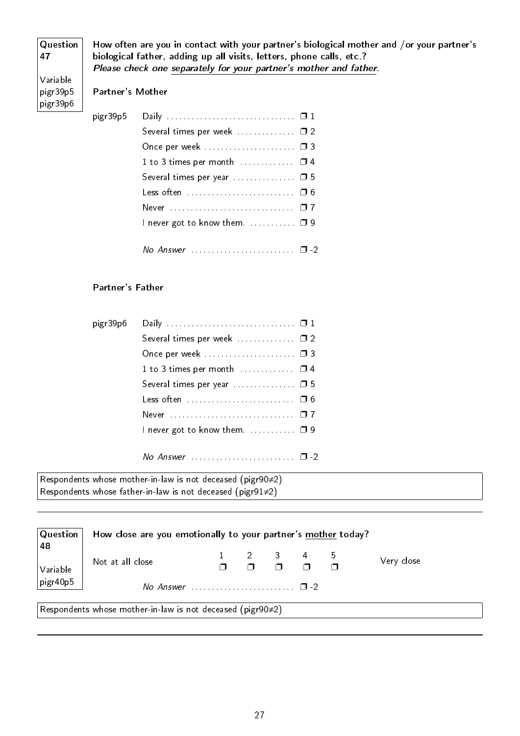**Question 47**

Variable
pigr39p5
pigr39p6

**How often are you in contact with your partner's biological mother and /or your partner's biological father, adding up all visits, letters, phone calls, etc.?**
***Please check one separately for your partner's mother and father.***

**Partner's Mother**

pigr39p5

- Daily ❒ 1
- Several times per week ❒ 2
- Once per week ❒ 3
- 1 to 3 times per month ❒ 4
- Several times per year ❒ 5
- Less often ❒ 6
- Never ❒ 7
- I never got to know them. ❒ 9
- *No Answer* ❒ -2

**Partner's Father**

pigr39p6

- Daily ❒ 1
- Several times per week ❒ 2
- Once per week ❒ 3
- 1 to 3 times per month ❒ 4
- Several times per year ❒ 5
- Less often ❒ 6
- Never ❒ 7
- I never got to know them. ❒ 9
- *No Answer* ❒ -2

Respondents whose mother-in-law is not deceased (pigr90≠2)
Respondents whose father-in-law is not deceased (pigr91≠2)

---

**Question 48**

Variable
pigr40p5

**How close are you emotionally to your partner's mother today?**

| Not at all close | 1 | 2 | 3 | 4 | 5 | Very close |
|---|---|---|---|---|---|---|
| | ❒ | ❒ | ❒ | ❒ | ❒ | |

*No Answer* ❒ -2

Respondents whose mother-in-law is not deceased (pigr90≠2)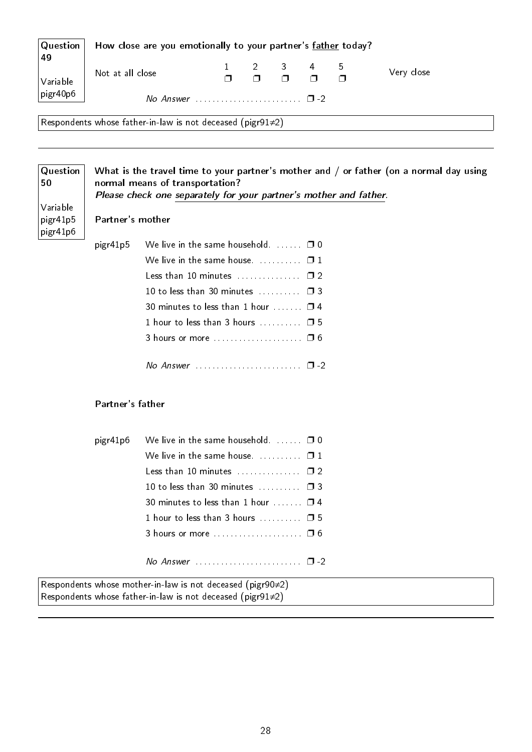**Question 49**

Variable pigr40p6

**How close are you emotionally to your partner's <u>father</u> today?**

| Not at all close | 1 ❒ | 2 ❒ | 3 ❒ | 4 ❒ | 5 ❒ | Very close |
|---|---|---|---|---|---|---|

*No Answer* ......................... ❒ -2

Respondents whose father-in-law is not deceased (pigr91≠2)

---

**Question 50**

Variable pigr41p5 pigr41p6

**What is the travel time to your partner's mother and / or father (on a normal day using normal means of transportation)?**
***Please check one <u>separately for your partner's mother and father</u>.***

**Partner's mother**

pigr41p5

- We live in the same household. ...... ❒ 0
- We live in the same house. .......... ❒ 1
- Less than 10 minutes ............... ❒ 2
- 10 to less than 30 minutes .......... ❒ 3
- 30 minutes to less than 1 hour ....... ❒ 4
- 1 hour to less than 3 hours .......... ❒ 5
- 3 hours or more ..................... ❒ 6

*No Answer* ......................... ❒ -2

**Partner's father**

pigr41p6

- We live in the same household. ...... ❒ 0
- We live in the same house. .......... ❒ 1
- Less than 10 minutes ............... ❒ 2
- 10 to less than 30 minutes .......... ❒ 3
- 30 minutes to less than 1 hour ....... ❒ 4
- 1 hour to less than 3 hours .......... ❒ 5
- 3 hours or more ..................... ❒ 6

*No Answer* ......................... ❒ -2

Respondents whose mother-in-law is not deceased (pigr90≠2)
Respondents whose father-in-law is not deceased (pigr91≠2)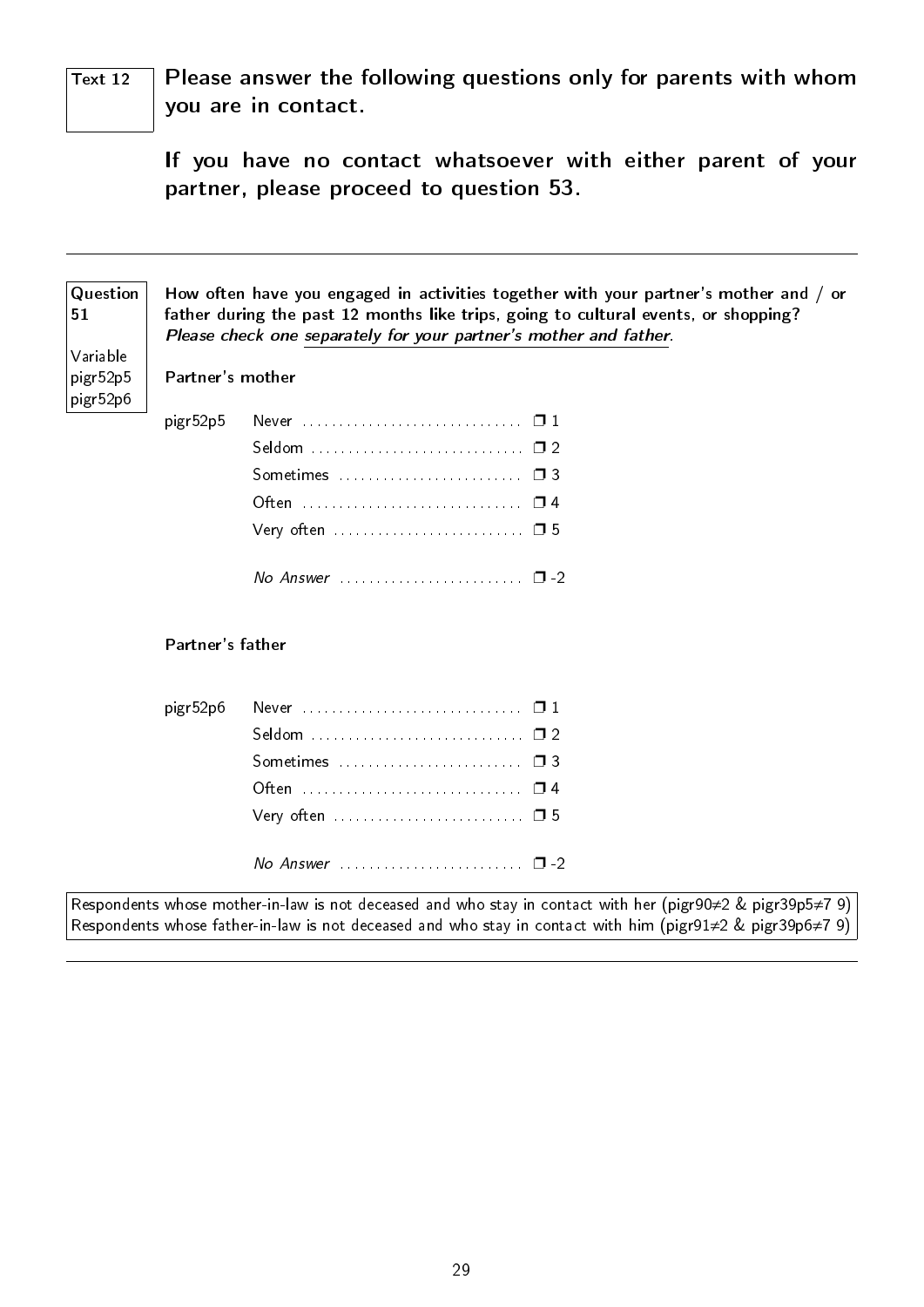Text 12

**Please answer the following questions only for parents with whom you are in contact.**

**If you have no contact whatsoever with either parent of your partner, please proceed to question 53.**

---

Question 51

Variable pigr52p5 pigr52p6

**How often have you engaged in activities together with your partner's mother and / or father during the past 12 months like trips, going to cultural events, or shopping?**
***Please check one separately for your partner's mother and father.***

**Partner's mother**

pigr52p5

- Never .............................. ❐ 1
- Seldom .............................. ❐ 2
- Sometimes .............................. ❐ 3
- Often .............................. ❐ 4
- Very often .............................. ❐ 5

- *No Answer* .............................. ❐ -2

**Partner's father**

pigr52p6

- Never .............................. ❐ 1
- Seldom .............................. ❐ 2
- Sometimes .............................. ❐ 3
- Often .............................. ❐ 4
- Very often .............................. ❐ 5

- *No Answer* .............................. ❐ -2

Respondents whose mother-in-law is not deceased and who stay in contact with her (pigr90≠2 & pigr39p5≠7 9)
Respondents whose father-in-law is not deceased and who stay in contact with him (pigr91≠2 & pigr39p6≠7 9)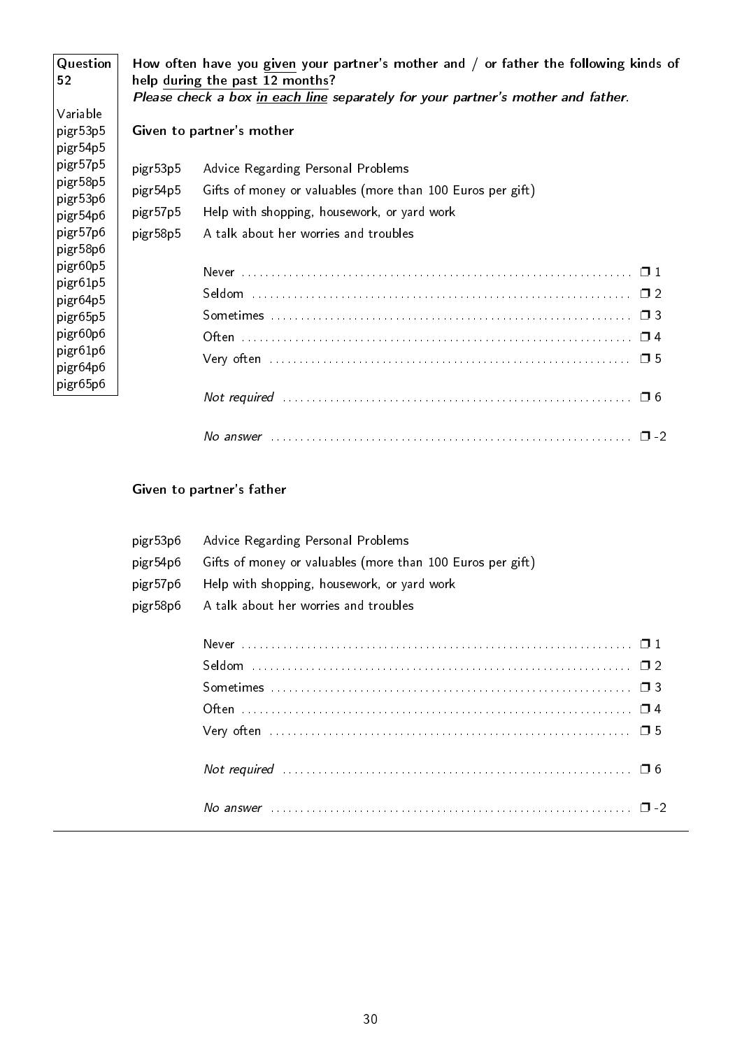**Question 52**

Variable
pigr53p5
pigr54p5
pigr57p5
pigr58p5
pigr53p6
pigr54p6
pigr57p6
pigr58p6
pigr60p5
pigr61p5
pigr64p5
pigr65p5
pigr60p6
pigr61p6
pigr64p6
pigr65p6

**How often have you given your partner's mother and / or father the following kinds of help during the past 12 months?**
***Please check a box in each line separately for your partner's mother and father.***

**Given to partner's mother**

| | |
|---|---|
| pigr53p5 | Advice Regarding Personal Problems |
| pigr54p5 | Gifts of money or valuables (more than 100 Euros per gift) |
| pigr57p5 | Help with shopping, housework, or yard work |
| pigr58p5 | A talk about her worries and troubles |

- Never ❐ 1
- Seldom ❐ 2
- Sometimes ❐ 3
- Often ❐ 4
- Very often ❐ 5
- *Not required* ❐ 6
- *No answer* ❐ -2

**Given to partner's father**

| | |
|---|---|
| pigr53p6 | Advice Regarding Personal Problems |
| pigr54p6 | Gifts of money or valuables (more than 100 Euros per gift) |
| pigr57p6 | Help with shopping, housework, or yard work |
| pigr58p6 | A talk about her worries and troubles |

- Never ❐ 1
- Seldom ❐ 2
- Sometimes ❐ 3
- Often ❐ 4
- Very often ❐ 5
- *Not required* ❐ 6
- *No answer* ❐ -2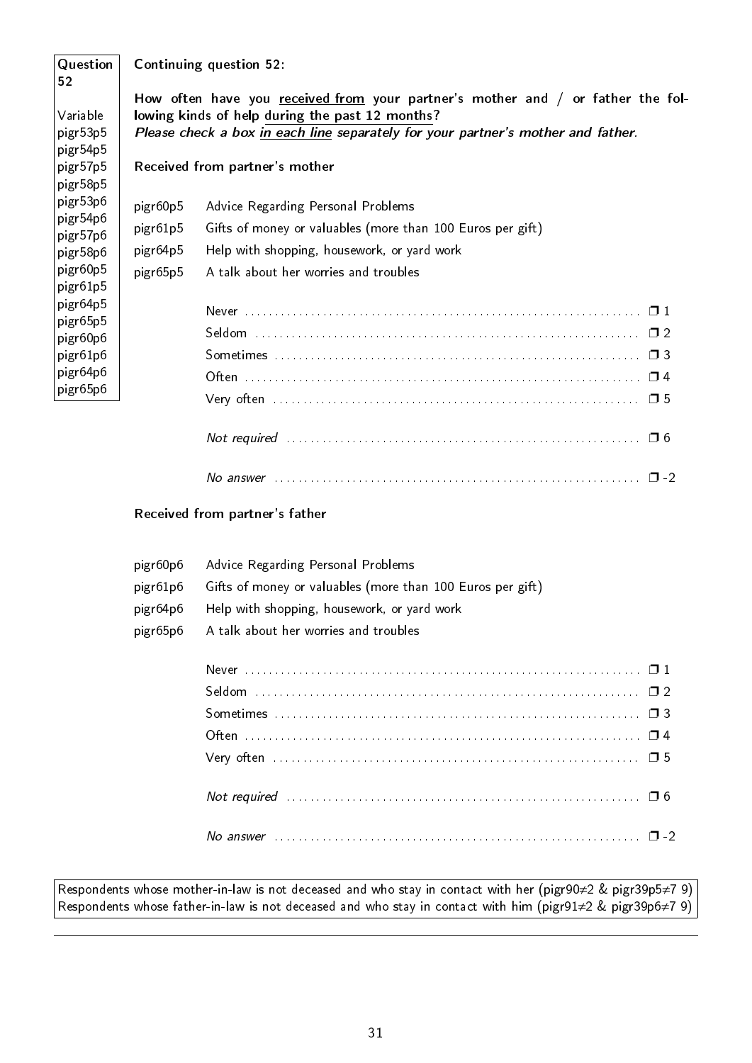| Question 52 |
|---|
| Variable |
| pigr53p5 |
| pigr54p5 |
| pigr57p5 |
| pigr58p5 |
| pigr53p6 |
| pigr54p6 |
| pigr57p6 |
| pigr58p6 |
| pigr60p5 |
| pigr61p5 |
| pigr64p5 |
| pigr65p5 |
| pigr60p6 |
| pigr61p6 |
| pigr64p6 |
| pigr65p6 |

**Continuing question 52:**

**How often have you received from your partner's mother and / or father the following kinds of help during the past 12 months?**
***Please check a box in each line separately for your partner's mother and father.***

**Received from partner's mother**

| | |
|---|---|
| pigr60p5 | Advice Regarding Personal Problems |
| pigr61p5 | Gifts of money or valuables (more than 100 Euros per gift) |
| pigr64p5 | Help with shopping, housework, or yard work |
| pigr65p5 | A talk about her worries and troubles |

- Never ❐ 1
- Seldom ❐ 2
- Sometimes ❐ 3
- Often ❐ 4
- Very often ❐ 5
- *Not required* ❐ 6
- *No answer* ❐ -2

**Received from partner's father**

| | |
|---|---|
| pigr60p6 | Advice Regarding Personal Problems |
| pigr61p6 | Gifts of money or valuables (more than 100 Euros per gift) |
| pigr64p6 | Help with shopping, housework, or yard work |
| pigr65p6 | A talk about her worries and troubles |

- Never ❐ 1
- Seldom ❐ 2
- Sometimes ❐ 3
- Often ❐ 4
- Very often ❐ 5
- *Not required* ❐ 6
- *No answer* ❐ -2

Respondents whose mother-in-law is not deceased and who stay in contact with her (pigr90≠2 & pigr39p5≠7 9)
Respondents whose father-in-law is not deceased and who stay in contact with him (pigr91≠2 & pigr39p6≠7 9)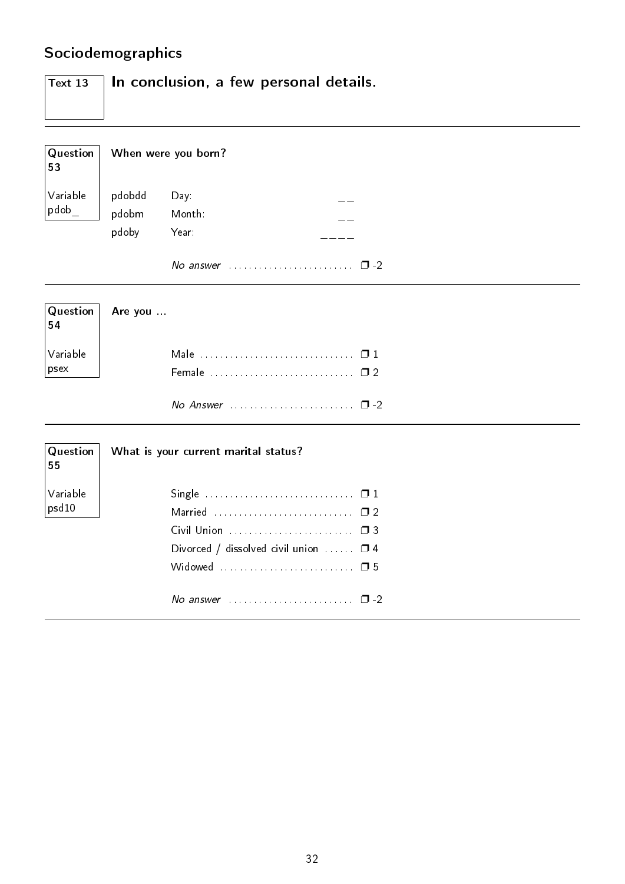## Sociodemographics

**Text 13** — **In conclusion, a few personal details.**

---

**Question 53** — **When were you born?**

Variable pdob_

| Variable | Label | Value |
|---|---|---|
| pdobdd | Day: | __ |
| pdobm | Month: | __ |
| pdoby | Year: | ____ |
| | *No answer* | ❐ -2 |

---

**Question 54** — **Are you ...**

Variable psex

- Male ❐ 1
- Female ❐ 2
- *No Answer* ❐ -2

---

**Question 55** — **What is your current marital status?**

Variable psd10

- Single ❐ 1
- Married ❐ 2
- Civil Union ❐ 3
- Divorced / dissolved civil union ❐ 4
- Widowed ❐ 5
- *No answer* ❐ -2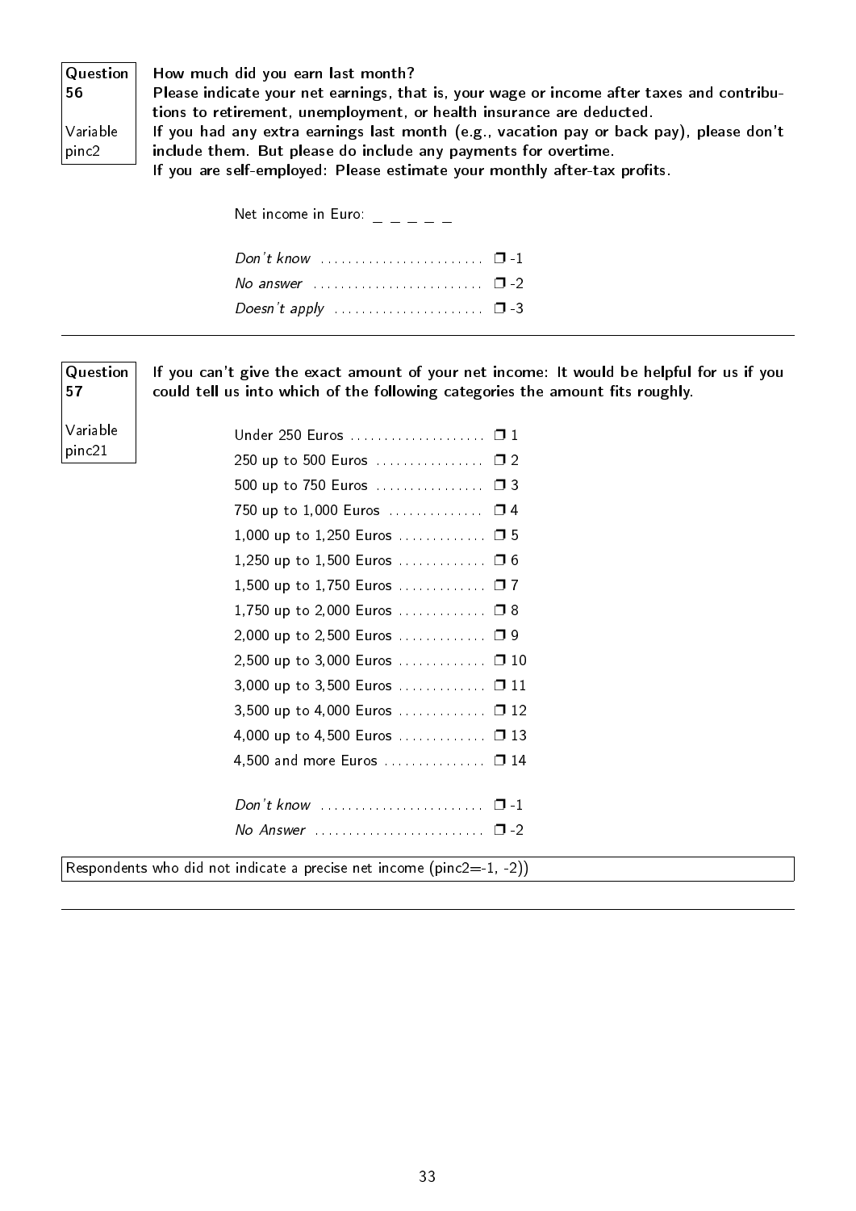**Question 56**

Variable pinc2

**How much did you earn last month?**
**Please indicate your net earnings, that is, your wage or income after taxes and contributions to retirement, unemployment, or health insurance are deducted.**
**If you had any extra earnings last month (e.g., vacation pay or back pay), please don't include them. But please do include any payments for overtime.**
**If you are self-employed: Please estimate your monthly after-tax profits.**

Net income in Euro: _ _ _ _ _

*Don't know* ........................ ❐ -1
*No answer* ......................... ❐ -2
*Doesn't apply* ...................... ❐ -3

---

**Question 57**

Variable pinc21

**If you can't give the exact amount of your net income: It would be helpful for us if you could tell us into which of the following categories the amount fits roughly.**

Under 250 Euros .................... ❐ 1
250 up to 500 Euros ................ ❐ 2
500 up to 750 Euros ................ ❐ 3
750 up to 1,000 Euros ............. ❐ 4
1,000 up to 1,250 Euros ............. ❐ 5
1,250 up to 1,500 Euros ............. ❐ 6
1,500 up to 1,750 Euros ............. ❐ 7
1,750 up to 2,000 Euros ............. ❐ 8
2,000 up to 2,500 Euros ............. ❐ 9
2,500 up to 3,000 Euros ............. ❐ 10
3,000 up to 3,500 Euros ............. ❐ 11
3,500 up to 4,000 Euros ............. ❐ 12
4,000 up to 4,500 Euros ............. ❐ 13
4,500 and more Euros ............... ❐ 14

*Don't know* ........................ ❐ -1
*No Answer* ......................... ❐ -2

Respondents who did not indicate a precise net income (pinc2=-1, -2))

---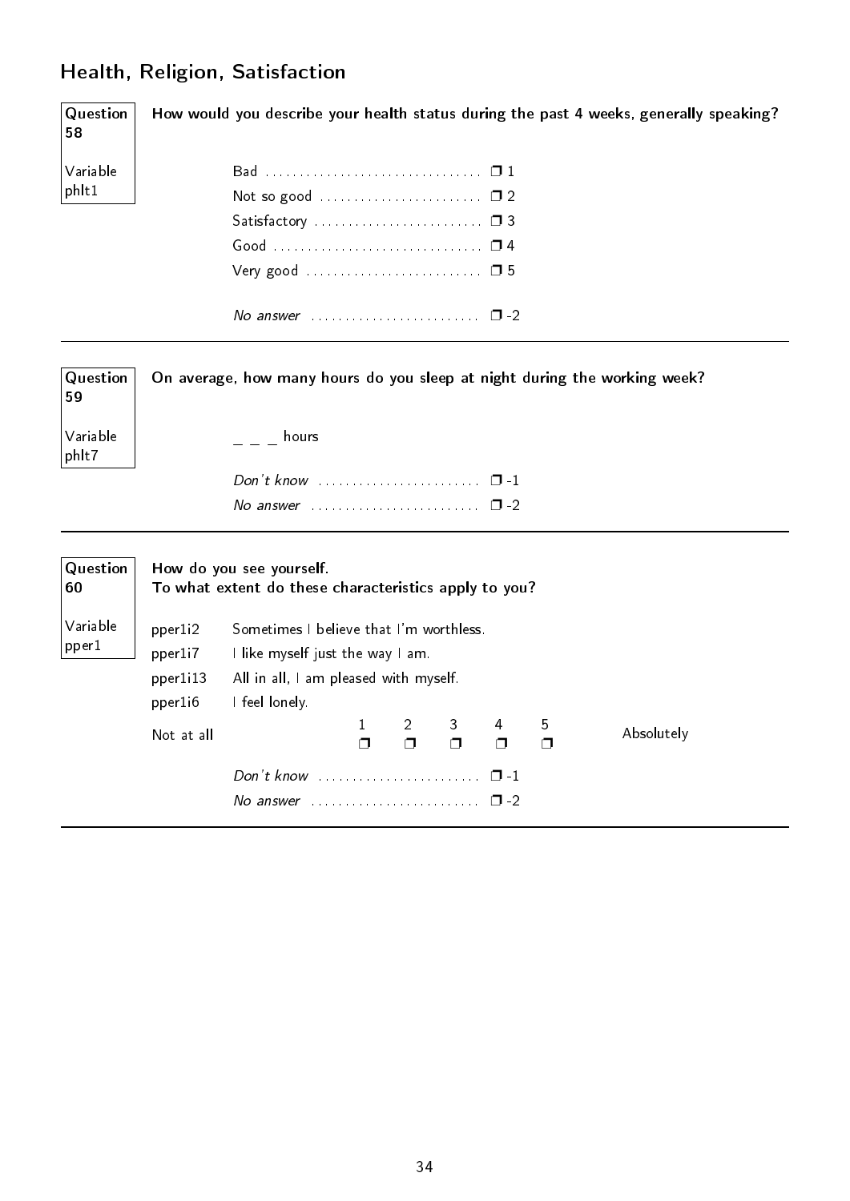## Health, Religion, Satisfaction

**Question 58** — Variable phlt1

**How would you describe your health status during the past 4 weeks, generally speaking?**

- Bad ❒ 1
- Not so good ❒ 2
- Satisfactory ❒ 3
- Good ❒ 4
- Very good ❒ 5

- *No answer* ❒ -2

---

**Question 59** — Variable phlt7

**On average, how many hours do you sleep at night during the working week?**

_ _ _ hours

- *Don't know* ❒ -1
- *No answer* ❒ -2

---

**Question 60** — Variable pper1

**How do you see yourself.**
**To what extent do these characteristics apply to you?**

- pper1i2 Sometimes I believe that I'm worthless.
- pper1i7 I like myself just the way I am.
- pper1i13 All in all, I am pleased with myself.
- pper1i6 I feel lonely.

| Not at all | 1 | 2 | 3 | 4 | 5 | Absolutely |
|---|---|---|---|---|---|---|
| | ❒ | ❒ | ❒ | ❒ | ❒ | |

- *Don't know* ❒ -1
- *No answer* ❒ -2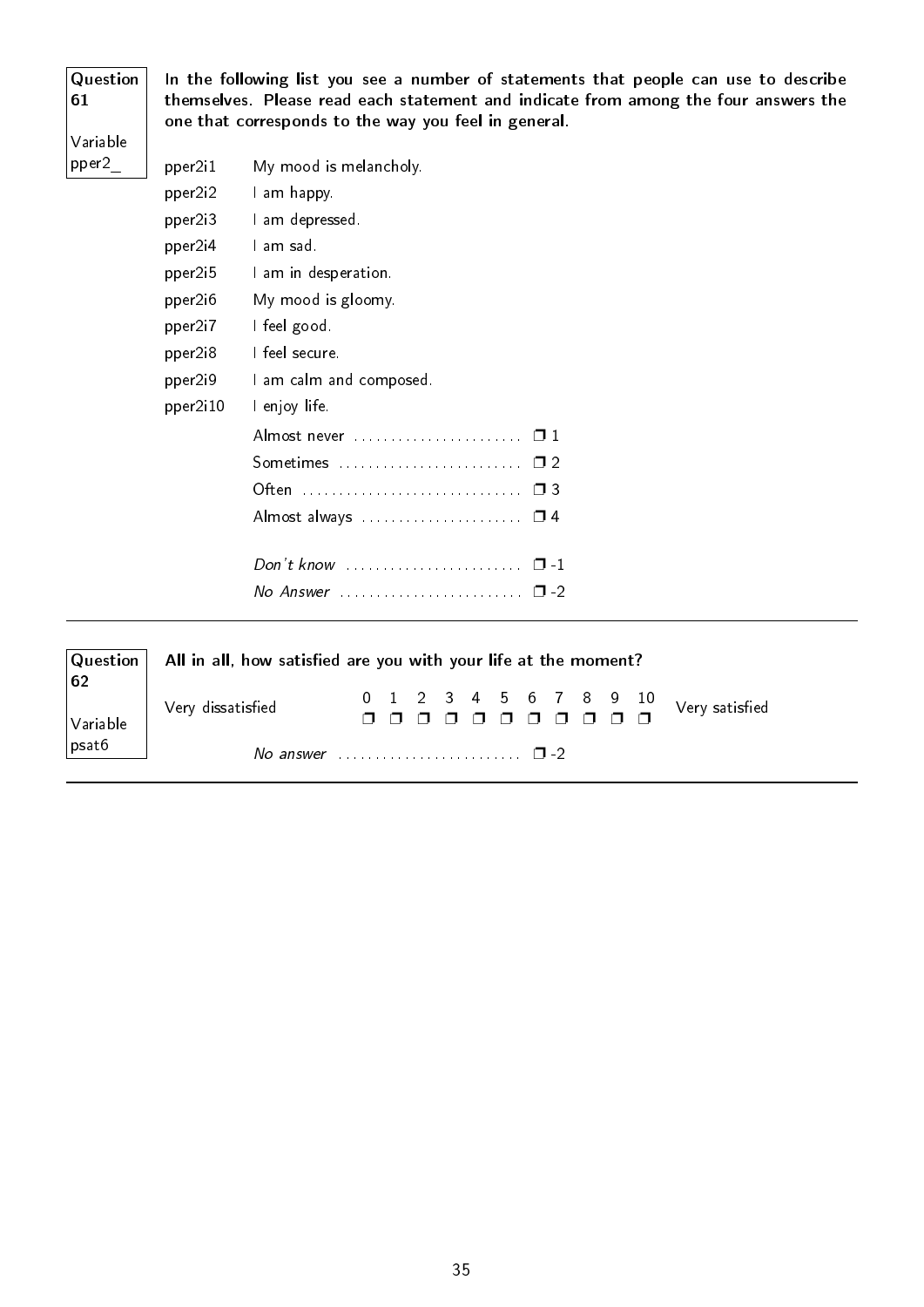**Question 61**

Variable pper2_

**In the following list you see a number of statements that people can use to describe themselves. Please read each statement and indicate from among the four answers the one that corresponds to the way you feel in general.**

| | |
|---|---|
| pper2i1 | My mood is melancholy. |
| pper2i2 | I am happy. |
| pper2i3 | I am depressed. |
| pper2i4 | I am sad. |
| pper2i5 | I am in desperation. |
| pper2i6 | My mood is gloomy. |
| pper2i7 | I feel good. |
| pper2i8 | I feel secure. |
| pper2i9 | I am calm and composed. |
| pper2i10 | I enjoy life. |

- Almost never ....................... ❐ 1
- Sometimes ......................... ❐ 2
- Often .............................. ❐ 3
- Almost always ...................... ❐ 4

- *Don't know* ....................... ❐ -1
- *No Answer* ........................ ❐ -2

---

**Question 62**

Variable psat6

**All in all, how satisfied are you with your life at the moment?**

| Very dissatisfied | 0 | 1 | 2 | 3 | 4 | 5 | 6 | 7 | 8 | 9 | 10 | Very satisfied |
|---|---|---|---|---|---|---|---|---|---|---|---|---|
| | ❐ | ❐ | ❐ | ❐ | ❐ | ❐ | ❐ | ❐ | ❐ | ❐ | ❐ | |

*No answer* ......................... ❐ -2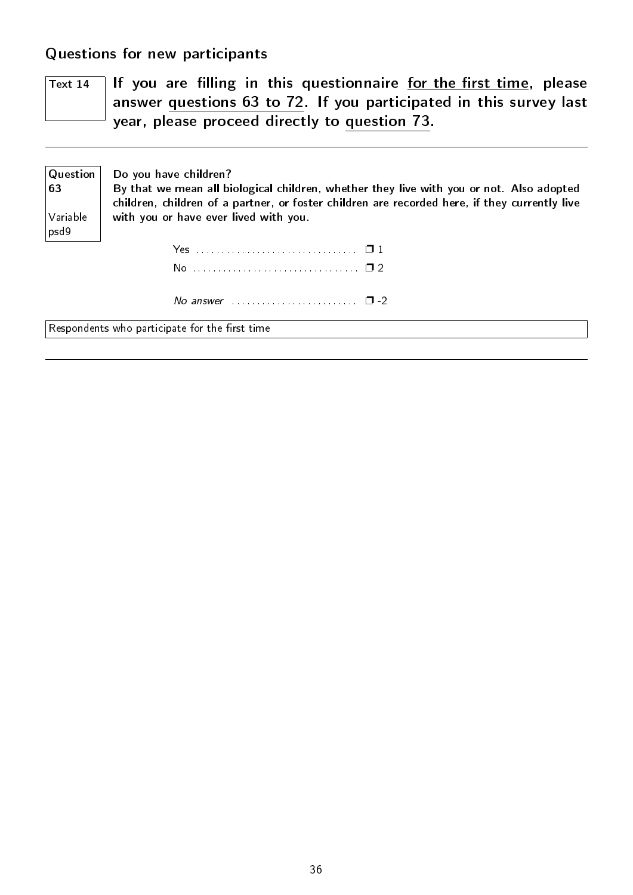## Questions for new participants

**Text 14**

**If you are filling in this questionnaire for the first time, please answer questions 63 to 72. If you participated in this survey last year, please proceed directly to question 73.**

---

**Question 63**

Variable psd9

Do you have children?

**By that we mean all biological children, whether they live with you or not. Also adopted children, children of a partner, or foster children are recorded here, if they currently live with you or have ever lived with you.**

- Yes ................................ ❒ 1
- No ................................ ❒ 2

- *No answer* ......................... ❒ -2

Respondents who participate for the first time

---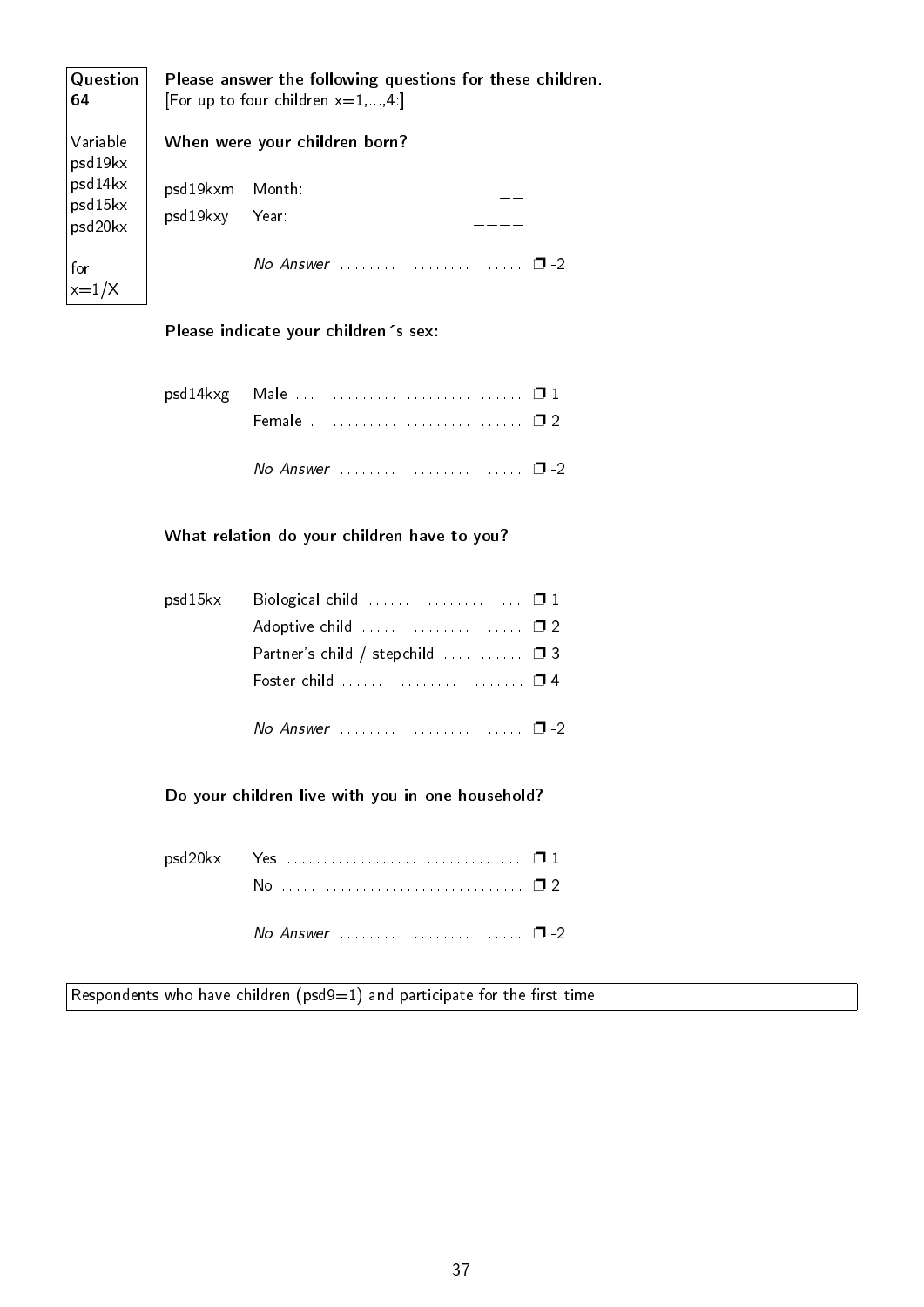| Question 64 | Please answer the following questions for these children. |
|---|---|
| | [For up to four children x=1,...,4:] |
| Variable psd19kx psd14kx psd15kx psd20kx | **When were your children born?** |
| for x=1/X | |

**Question 64**

Variable
psd19kx
psd14kx
psd15kx
psd20kx

for
x=1/X

**Please answer the following questions for these children.**
[For up to four children x=1,...,4:]

**When were your children born?**

psd19kxm Month: __

psd19kxy Year: ____

*No Answer* ........................ ❐ -2

**Please indicate your children´s sex:**

psd14kxg
- Male .............................. ❐ 1
- Female ............................ ❐ 2

*No Answer* ........................ ❐ -2

**What relation do your children have to you?**

psd15kx
- Biological child .................... ❐ 1
- Adoptive child ..................... ❐ 2
- Partner's child / stepchild .......... ❐ 3
- Foster child ........................ ❐ 4

*No Answer* ........................ ❐ -2

**Do your children live with you in one household?**

psd20kx
- Yes ............................... ❐ 1
- No ................................ ❐ 2

*No Answer* ........................ ❐ -2

Respondents who have children (psd9=1) and participate for the first time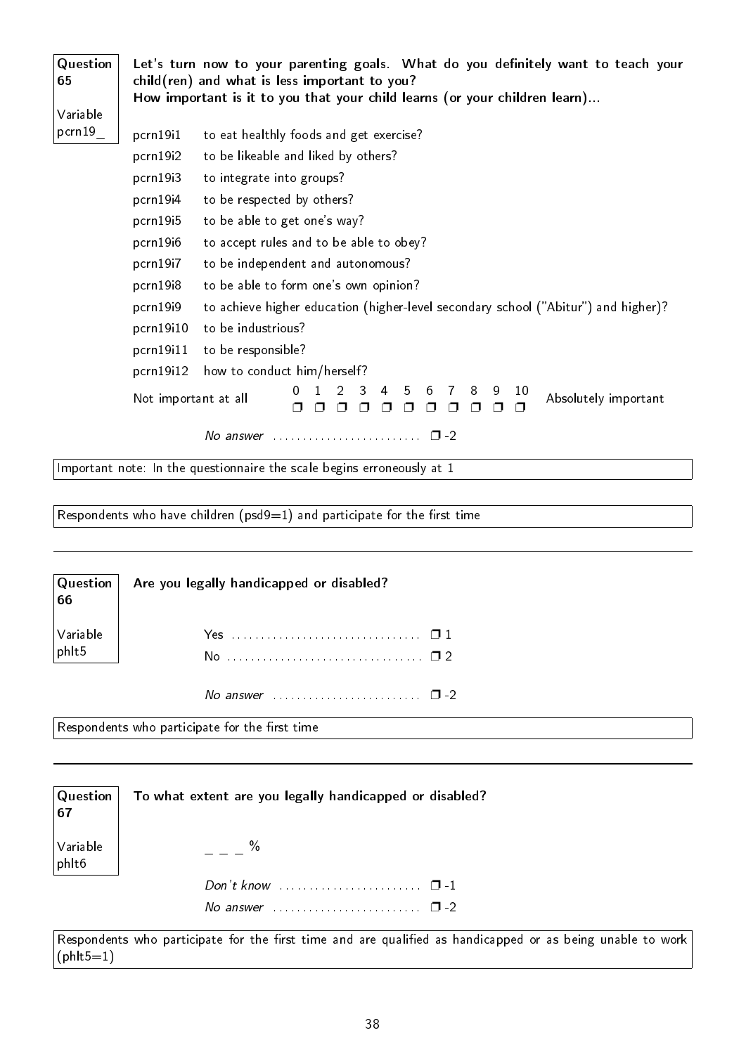**Question 65**

**Variable pcrn19_**

**Let's turn now to your parenting goals. What do you definitely want to teach your child(ren) and what is less important to you?**
**How important is it to you that your child learns (or your children learn)...**

| | |
|---|---|
| pcrn19i1 | to eat healthly foods and get exercise? |
| pcrn19i2 | to be likeable and liked by others? |
| pcrn19i3 | to integrate into groups? |
| pcrn19i4 | to be respected by others? |
| pcrn19i5 | to be able to get one's way? |
| pcrn19i6 | to accept rules and to be able to obey? |
| pcrn19i7 | to be independent and autonomous? |
| pcrn19i8 | to be able to form one's own opinion? |
| pcrn19i9 | to achieve higher education (higher-level secondary school ("Abitur") and higher)? |
| pcrn19i10 | to be industrious? |
| pcrn19i11 | to be responsible? |
| pcrn19i12 | how to conduct him/herself? |

| | 0 | 1 | 2 | 3 | 4 | 5 | 6 | 7 | 8 | 9 | 10 | |
|---|---|---|---|---|---|---|---|---|---|---|---|---|
| Not important at all | ❒ | ❒ | ❒ | ❒ | ❒ | ❒ | ❒ | ❒ | ❒ | ❒ | ❒ | Absolutely important |

*No answer* ........................ ❒ -2

Important note: In the questionnaire the scale begins erroneously at 1

Respondents who have children (psd9=1) and participate for the first time

---

**Question 66**

**Variable phlt5**

**Are you legally handicapped or disabled?**

Yes ........................ ❒ 1
No ........................ ❒ 2

*No answer* ........................ ❒ -2

Respondents who participate for the first time

---

**Question 67**

**Variable phlt6**

**To what extent are you legally handicapped or disabled?**

_ _ _ %

*Don't know* ........................ ❒ -1
*No answer* ........................ ❒ -2

Respondents who participate for the first time and are qualified as handicapped or as being unable to work (phlt5=1)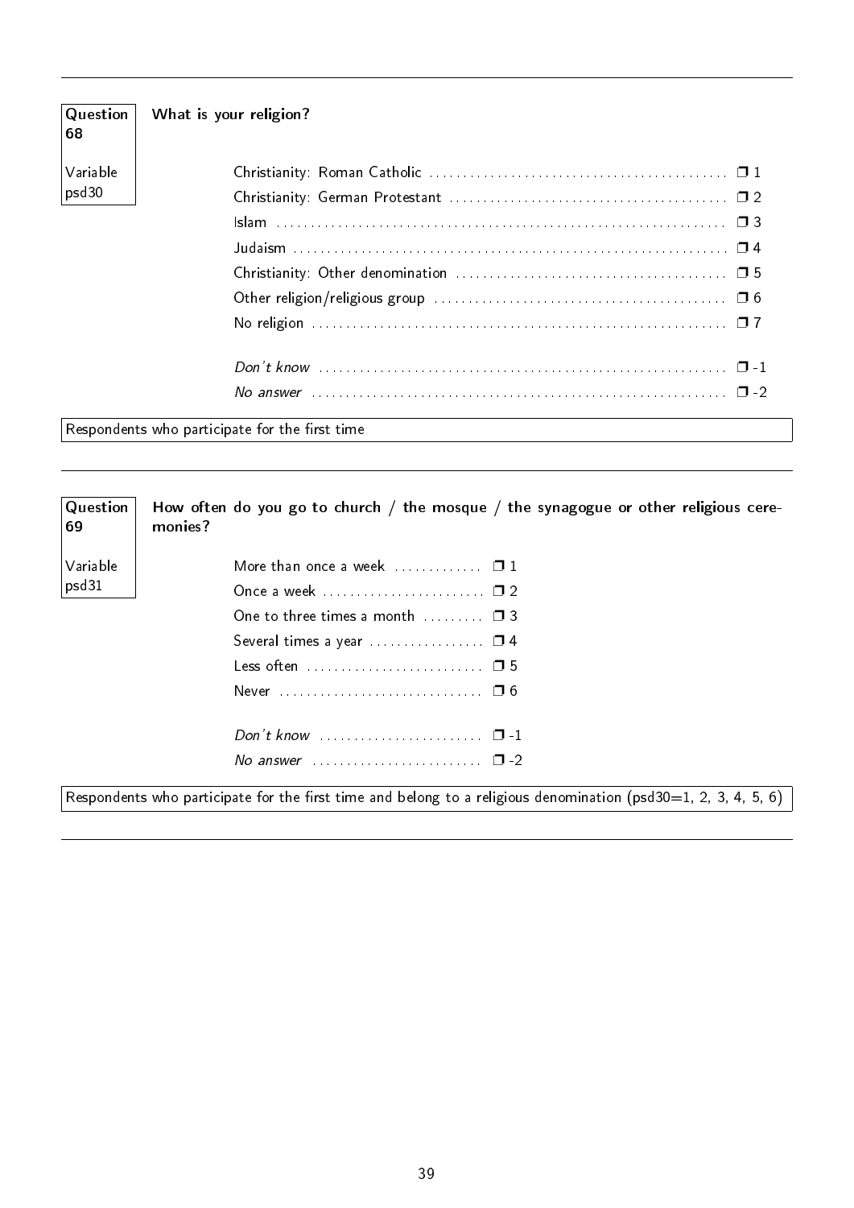---

**Question 68**

Variable psd30

**What is your religion?**

| | |
|---|---|
| Christianity: Roman Catholic | ❒ 1 |
| Christianity: German Protestant | ❒ 2 |
| Islam | ❒ 3 |
| Judaism | ❒ 4 |
| Christianity: Other denomination | ❒ 5 |
| Other religion/religious group | ❒ 6 |
| No religion | ❒ 7 |
| *Don't know* | ❒ -1 |
| *No answer* | ❒ -2 |

Respondents who participate for the first time

---

**Question 69**

Variable psd31

**How often do you go to church / the mosque / the synagogue or other religious ceremonies?**

| | |
|---|---|
| More than once a week | ❒ 1 |
| Once a week | ❒ 2 |
| One to three times a month | ❒ 3 |
| Several times a year | ❒ 4 |
| Less often | ❒ 5 |
| Never | ❒ 6 |
| *Don't know* | ❒ -1 |
| *No answer* | ❒ -2 |

Respondents who participate for the first time and belong to a religious denomination (psd30=1, 2, 3, 4, 5, 6)

---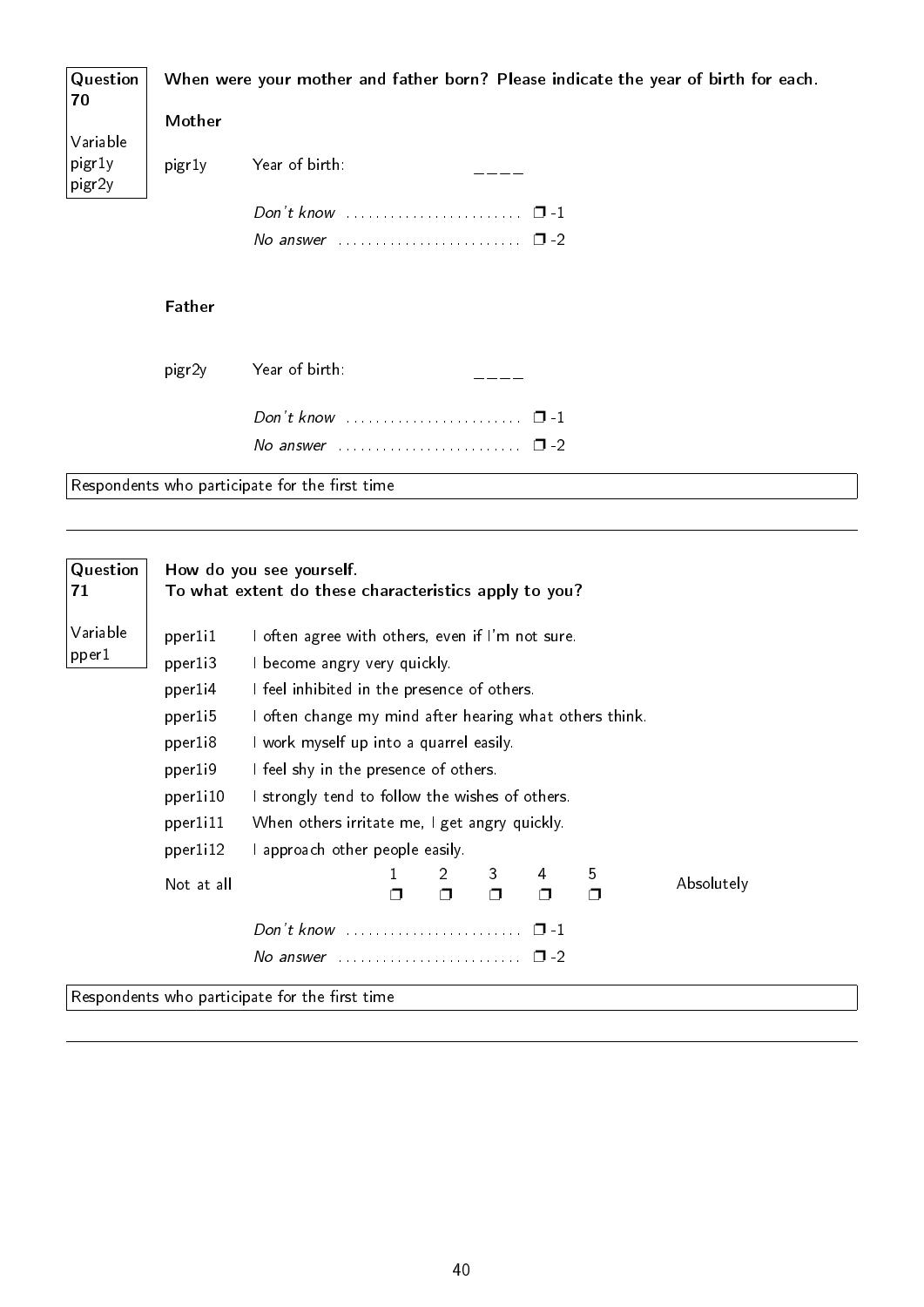**Question 70**

Variable
pigr1y
pigr2y

**When were your mother and father born? Please indicate the year of birth for each.**

**Mother**

pigr1y Year of birth: \_\_\_\_

*Don't know* ........................ ❒ -1
*No answer* ......................... ❒ -2

**Father**

pigr2y Year of birth: \_\_\_\_

*Don't know* ........................ ❒ -1
*No answer* ......................... ❒ -2

Respondents who participate for the first time

---

**Question 71**

Variable
pper1

**How do you see yourself.**
**To what extent do these characteristics apply to you?**

| Variable | Item |
|---|---|
| pper1i1 | I often agree with others, even if I'm not sure. |
| pper1i3 | I become angry very quickly. |
| pper1i4 | I feel inhibited in the presence of others. |
| pper1i5 | I often change my mind after hearing what others think. |
| pper1i8 | I work myself up into a quarrel easily. |
| pper1i9 | I feel shy in the presence of others. |
| pper1i10 | I strongly tend to follow the wishes of others. |
| pper1i11 | When others irritate me, I get angry quickly. |
| pper1i12 | I approach other people easily. |

| | 1 | 2 | 3 | 4 | 5 | |
|---|---|---|---|---|---|---|
| Not at all | ❒ | ❒ | ❒ | ❒ | ❒ | Absolutely |

*Don't know* ........................ ❒ -1
*No answer* ......................... ❒ -2

Respondents who participate for the first time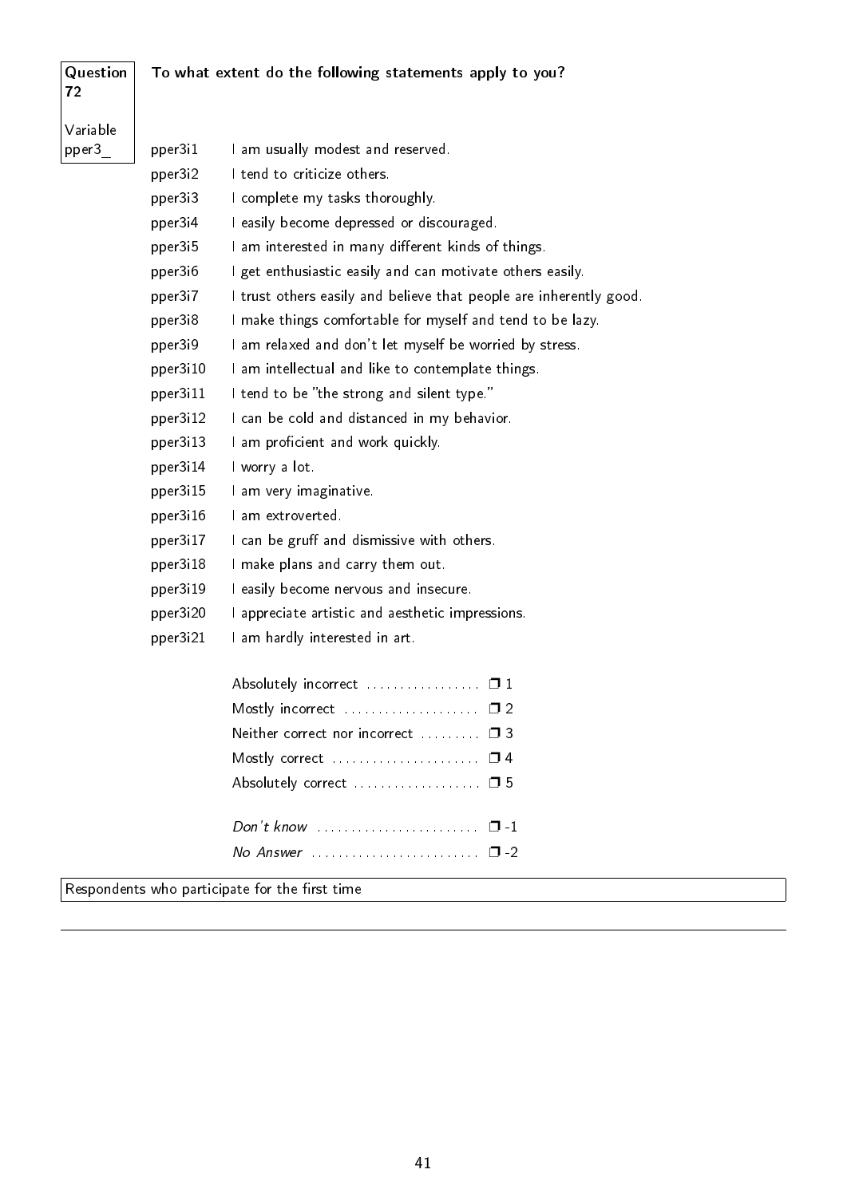| Question 72 | **To what extent do the following statements apply to you?** |
|---|---|
| Variable pper3_ | |

| Variable | Statement |
|---|---|
| pper3i1 | I am usually modest and reserved. |
| pper3i2 | I tend to criticize others. |
| pper3i3 | I complete my tasks thoroughly. |
| pper3i4 | I easily become depressed or discouraged. |
| pper3i5 | I am interested in many different kinds of things. |
| pper3i6 | I get enthusiastic easily and can motivate others easily. |
| pper3i7 | I trust others easily and believe that people are inherently good. |
| pper3i8 | I make things comfortable for myself and tend to be lazy. |
| pper3i9 | I am relaxed and don't let myself be worried by stress. |
| pper3i10 | I am intellectual and like to contemplate things. |
| pper3i11 | I tend to be "the strong and silent type." |
| pper3i12 | I can be cold and distanced in my behavior. |
| pper3i13 | I am proficient and work quickly. |
| pper3i14 | I worry a lot. |
| pper3i15 | I am very imaginative. |
| pper3i16 | I am extroverted. |
| pper3i17 | I can be gruff and dismissive with others. |
| pper3i18 | I make plans and carry them out. |
| pper3i19 | I easily become nervous and insecure. |
| pper3i20 | I appreciate artistic and aesthetic impressions. |
| pper3i21 | I am hardly interested in art. |

- Absolutely incorrect .................. ❒ 1
- Mostly incorrect .................... ❒ 2
- Neither correct nor incorrect ......... ❒ 3
- Mostly correct ...................... ❒ 4
- Absolutely correct ................... ❒ 5

- *Don't know* ........................ ❒ -1
- *No Answer* ......................... ❒ -2

Respondents who participate for the first time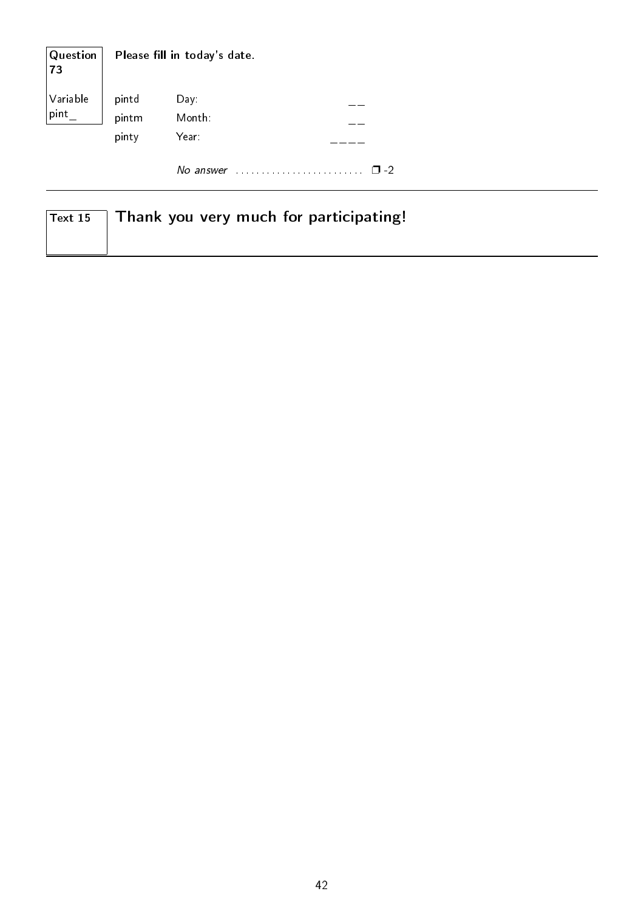**Question 73**

**Variable** pint_

**Please fill in today's date.**

| | | |
|---|---|---|
| pintd | Day: | __ |
| pintm | Month: | __ |
| pinty | Year: | ____ |

*No answer* .......................... ❐ -2

---

**Text 15**

## Thank you very much for participating!